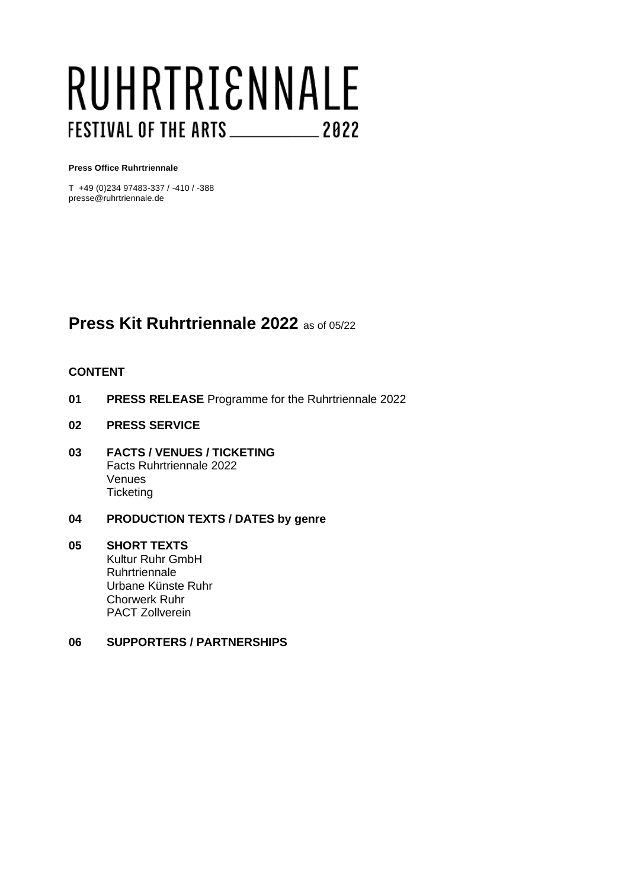# RUHRTRIENNALE

FESTIVAL OF THE ARTS 2022

**Press Office Ruhrtriennale**

T +49 (0)234 97483-337 / -410 / -388
presse@ruhrtriennale.de

## Press Kit Ruhrtriennale 2022 as of 05/22

**CONTENT**

**01 PRESS RELEASE** Programme for the Ruhrtriennale 2022

**02 PRESS SERVICE**

**03 FACTS / VENUES / TICKETING**
Facts Ruhrtriennale 2022
Venues
Ticketing

**04 PRODUCTION TEXTS / DATES by genre**

**05 SHORT TEXTS**
Kultur Ruhr GmbH
Ruhrtriennale
Urbane Künste Ruhr
Chorwerk Ruhr
PACT Zollverein

**06 SUPPORTERS / PARTNERSHIPS**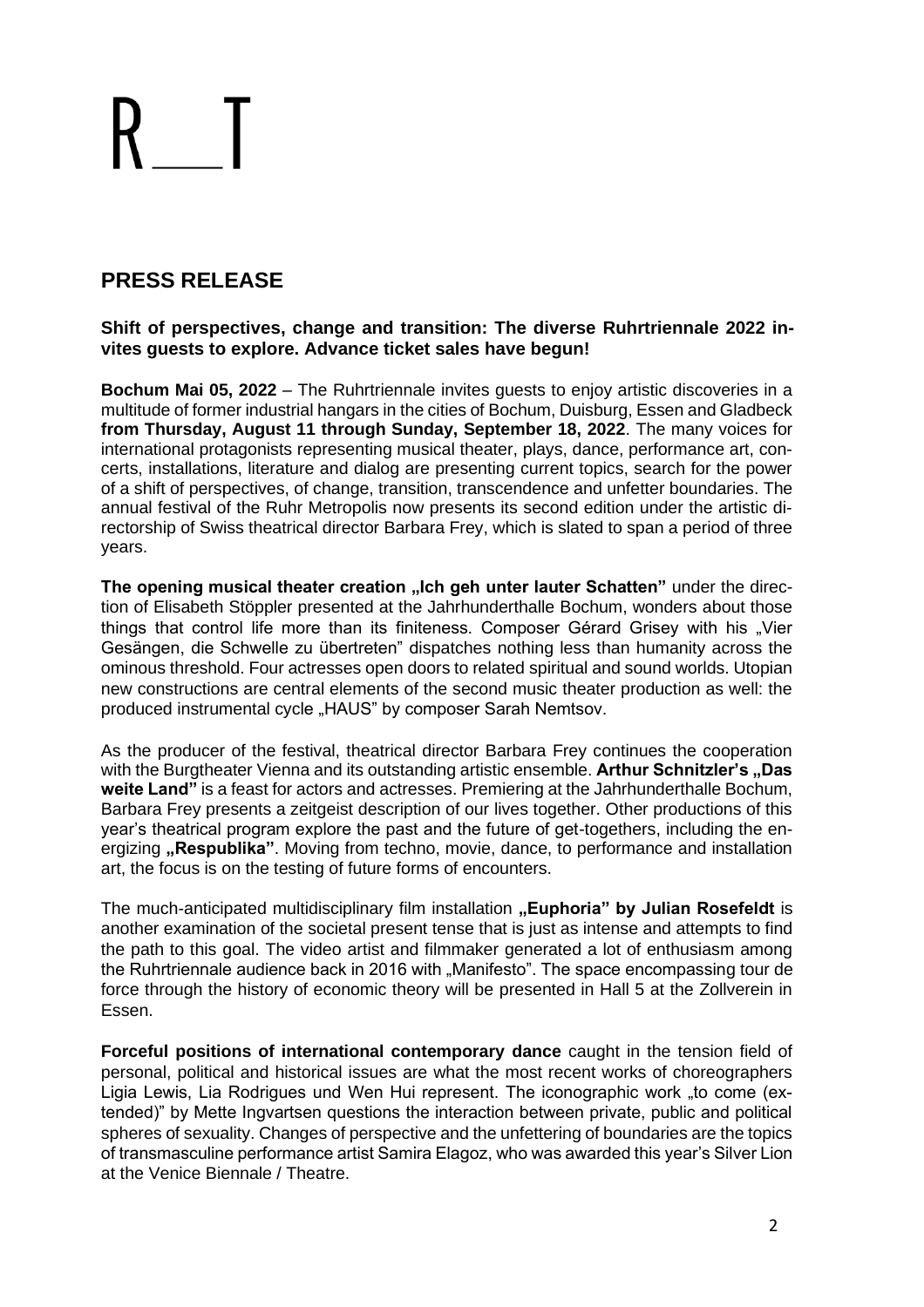R__T

## PRESS RELEASE

**Shift of perspectives, change and transition: The diverse Ruhrtriennale 2022 invites guests to explore. Advance ticket sales have begun!**

**Bochum Mai 05, 2022** – The Ruhrtriennale invites guests to enjoy artistic discoveries in a multitude of former industrial hangars in the cities of Bochum, Duisburg, Essen and Gladbeck **from Thursday, August 11 through Sunday, September 18, 2022**. The many voices for international protagonists representing musical theater, plays, dance, performance art, concerts, installations, literature and dialog are presenting current topics, search for the power of a shift of perspectives, of change, transition, transcendence and unfetter boundaries. The annual festival of the Ruhr Metropolis now presents its second edition under the artistic directorship of Swiss theatrical director Barbara Frey, which is slated to span a period of three years.

**The opening musical theater creation „Ich geh unter lauter Schatten"** under the direction of Elisabeth Stöppler presented at the Jahrhunderthalle Bochum, wonders about those things that control life more than its finiteness. Composer Gérard Grisey with his „Vier Gesängen, die Schwelle zu übertreten" dispatches nothing less than humanity across the ominous threshold. Four actresses open doors to related spiritual and sound worlds. Utopian new constructions are central elements of the second music theater production as well: the produced instrumental cycle „HAUS" by composer Sarah Nemtsov.

As the producer of the festival, theatrical director Barbara Frey continues the cooperation with the Burgtheater Vienna and its outstanding artistic ensemble. **Arthur Schnitzler's „Das weite Land"** is a feast for actors and actresses. Premiering at the Jahrhunderthalle Bochum, Barbara Frey presents a zeitgeist description of our lives together. Other productions of this year's theatrical program explore the past and the future of get-togethers, including the energizing **„Respublika"**. Moving from techno, movie, dance, to performance and installation art, the focus is on the testing of future forms of encounters.

The much-anticipated multidisciplinary film installation **„Euphoria" by Julian Rosefeldt** is another examination of the societal present tense that is just as intense and attempts to find the path to this goal. The video artist and filmmaker generated a lot of enthusiasm among the Ruhrtriennale audience back in 2016 with „Manifesto". The space encompassing tour de force through the history of economic theory will be presented in Hall 5 at the Zollverein in Essen.

**Forceful positions of international contemporary dance** caught in the tension field of personal, political and historical issues are what the most recent works of choreographers Ligia Lewis, Lia Rodrigues und Wen Hui represent. The iconographic work „to come (extended)" by Mette Ingvartsen questions the interaction between private, public and political spheres of sexuality. Changes of perspective and the unfettering of boundaries are the topics of transmasculine performance artist Samira Elagoz, who was awarded this year's Silver Lion at the Venice Biennale / Theatre.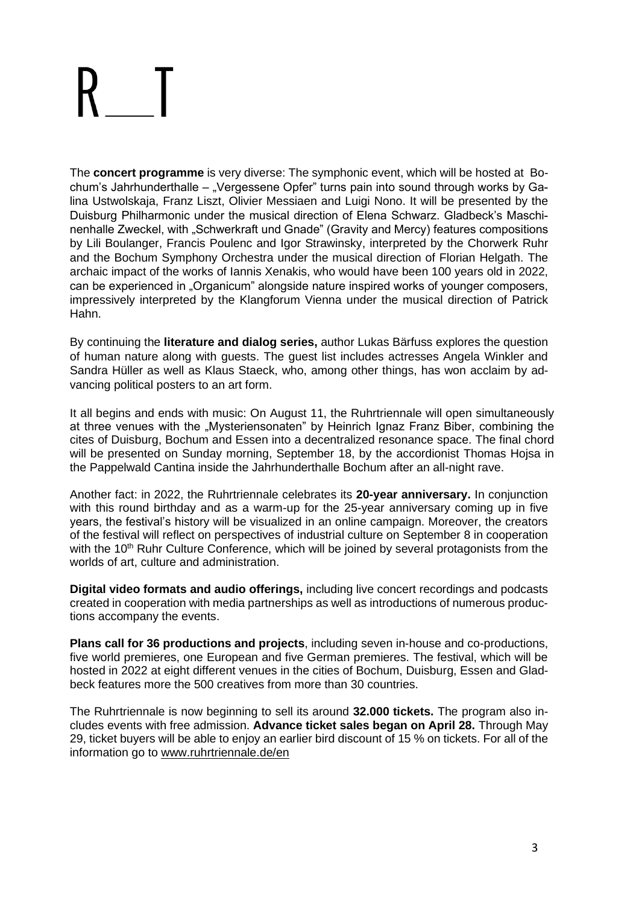The **concert programme** is very diverse: The symphonic event, which will be hosted at Bochum's Jahrhunderthalle – „Vergessene Opfer" turns pain into sound through works by Galina Ustwolskaja, Franz Liszt, Olivier Messiaen and Luigi Nono. It will be presented by the Duisburg Philharmonic under the musical direction of Elena Schwarz. Gladbeck's Maschinenhalle Zweckel, with „Schwerkraft und Gnade" (Gravity and Mercy) features compositions by Lili Boulanger, Francis Poulenc and Igor Strawinsky, interpreted by the Chorwerk Ruhr and the Bochum Symphony Orchestra under the musical direction of Florian Helgath. The archaic impact of the works of Iannis Xenakis, who would have been 100 years old in 2022, can be experienced in „Organicum" alongside nature inspired works of younger composers, impressively interpreted by the Klangforum Vienna under the musical direction of Patrick Hahn.

By continuing the **literature and dialog series,** author Lukas Bärfuss explores the question of human nature along with guests. The guest list includes actresses Angela Winkler and Sandra Hüller as well as Klaus Staeck, who, among other things, has won acclaim by advancing political posters to an art form.

It all begins and ends with music: On August 11, the Ruhrtriennale will open simultaneously at three venues with the „Mysteriensonaten" by Heinrich Ignaz Franz Biber, combining the cites of Duisburg, Bochum and Essen into a decentralized resonance space. The final chord will be presented on Sunday morning, September 18, by the accordionist Thomas Hojsa in the Pappelwald Cantina inside the Jahrhunderthalle Bochum after an all-night rave.

Another fact: in 2022, the Ruhrtriennale celebrates its **20-year anniversary.** In conjunction with this round birthday and as a warm-up for the 25-year anniversary coming up in five years, the festival's history will be visualized in an online campaign. Moreover, the creators of the festival will reflect on perspectives of industrial culture on September 8 in cooperation with the 10th Ruhr Culture Conference, which will be joined by several protagonists from the worlds of art, culture and administration.

**Digital video formats and audio offerings,** including live concert recordings and podcasts created in cooperation with media partnerships as well as introductions of numerous productions accompany the events.

**Plans call for 36 productions and projects**, including seven in-house and co-productions, five world premieres, one European and five German premieres. The festival, which will be hosted in 2022 at eight different venues in the cities of Bochum, Duisburg, Essen and Gladbeck features more the 500 creatives from more than 30 countries.

The Ruhrtriennale is now beginning to sell its around **32.000 tickets.** The program also includes events with free admission. **Advance ticket sales began on April 28.** Through May 29, ticket buyers will be able to enjoy an earlier bird discount of 15 % on tickets. For all of the information go to www.ruhrtriennale.de/en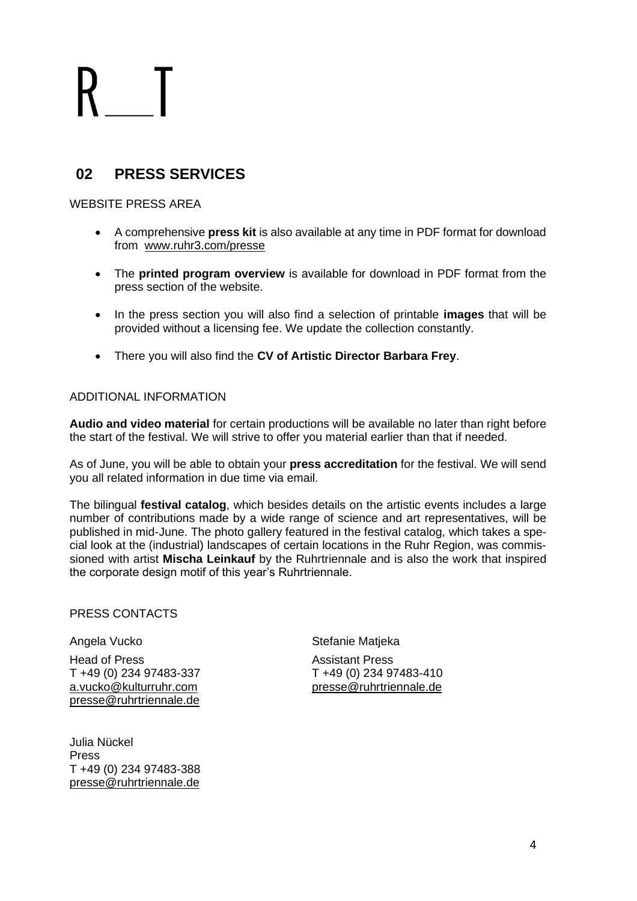## 02 PRESS SERVICES

WEBSITE PRESS AREA

- A comprehensive **press kit** is also available at any time in PDF format for download from www.ruhr3.com/presse
- The **printed program overview** is available for download in PDF format from the press section of the website.
- In the press section you will also find a selection of printable **images** that will be provided without a licensing fee. We update the collection constantly.
- There you will also find the **CV of Artistic Director Barbara Frey**.

ADDITIONAL INFORMATION

**Audio and video material** for certain productions will be available no later than right before the start of the festival. We will strive to offer you material earlier than that if needed.

As of June, you will be able to obtain your **press accreditation** for the festival. We will send you all related information in due time via email.

The bilingual **festival catalog**, which besides details on the artistic events includes a large number of contributions made by a wide range of science and art representatives, will be published in mid-June. The photo gallery featured in the festival catalog, which takes a special look at the (industrial) landscapes of certain locations in the Ruhr Region, was commissioned with artist **Mischa Leinkauf** by the Ruhrtriennale and is also the work that inspired the corporate design motif of this year's Ruhrtriennale.

PRESS CONTACTS

Angela Vucko
Head of Press
T +49 (0) 234 97483-337
a.vucko@kulturruhr.com
presse@ruhrtriennale.de

Stefanie Matjeka
Assistant Press
T +49 (0) 234 97483-410
presse@ruhrtriennale.de

Julia Nückel
Press
T +49 (0) 234 97483-388
presse@ruhrtriennale.de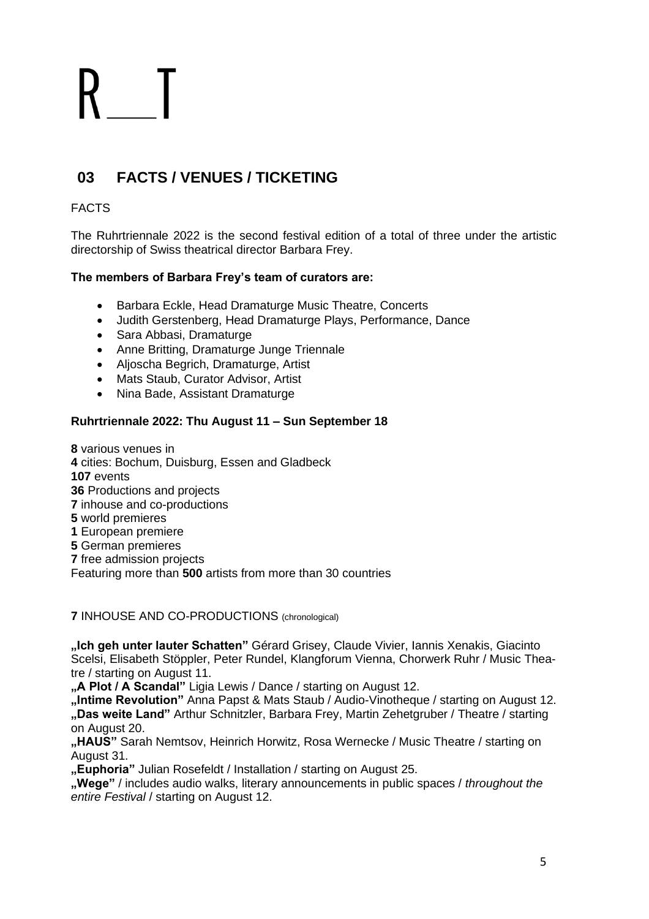R__T

## 03 FACTS / VENUES / TICKETING

FACTS

The Ruhrtriennale 2022 is the second festival edition of a total of three under the artistic directorship of Swiss theatrical director Barbara Frey.

**The members of Barbara Frey's team of curators are:**

- Barbara Eckle, Head Dramaturge Music Theatre, Concerts
- Judith Gerstenberg, Head Dramaturge Plays, Performance, Dance
- Sara Abbasi, Dramaturge
- Anne Britting, Dramaturge Junge Triennale
- Aljoscha Begrich, Dramaturge, Artist
- Mats Staub, Curator Advisor, Artist
- Nina Bade, Assistant Dramaturge

**Ruhrtriennale 2022: Thu August 11 – Sun September 18**

**8** various venues in
**4** cities: Bochum, Duisburg, Essen and Gladbeck
**107** events
**36** Productions and projects
**7** inhouse and co-productions
**5** world premieres
**1** European premiere
**5** German premieres
**7** free admission projects
Featuring more than **500** artists from more than 30 countries

**7** INHOUSE AND CO-PRODUCTIONS (chronological)

**„Ich geh unter lauter Schatten"** Gérard Grisey, Claude Vivier, Iannis Xenakis, Giacinto Scelsi, Elisabeth Stöppler, Peter Rundel, Klangforum Vienna, Chorwerk Ruhr / Music Theatre / starting on August 11.
**„A Plot / A Scandal"** Ligia Lewis / Dance / starting on August 12.
**„Intime Revolution"** Anna Papst & Mats Staub / Audio-Vinotheque / starting on August 12.
**„Das weite Land"** Arthur Schnitzler, Barbara Frey, Martin Zehetgruber / Theatre / starting on August 20.
**„HAUS"** Sarah Nemtsov, Heinrich Horwitz, Rosa Wernecke / Music Theatre / starting on August 31.
**„Euphoria"** Julian Rosefeldt / Installation / starting on August 25.
**„Wege"** / includes audio walks, literary announcements in public spaces / *throughout the entire Festival* / starting on August 12.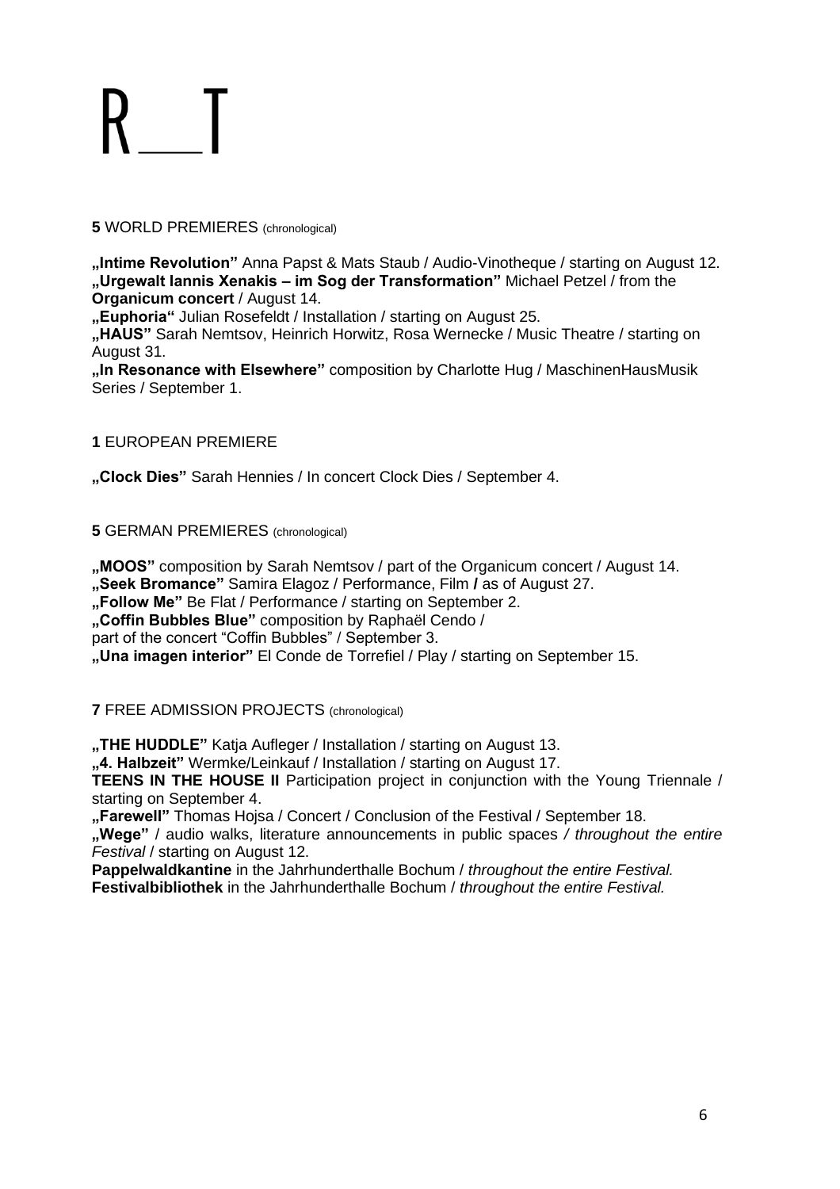# R__T

**5** WORLD PREMIERES (chronological)

**„Intime Revolution"** Anna Papst & Mats Staub / Audio-Vinotheque / starting on August 12.
**„Urgewalt Iannis Xenakis – im Sog der Transformation"** Michael Petzel / from the **Organicum concert** / August 14.
**„Euphoria"** Julian Rosefeldt / Installation / starting on August 25.
**„HAUS"** Sarah Nemtsov, Heinrich Horwitz, Rosa Wernecke / Music Theatre / starting on August 31.
**„In Resonance with Elsewhere"** composition by Charlotte Hug / MaschinenHausMusik Series / September 1.

**1** EUROPEAN PREMIERE

**„Clock Dies"** Sarah Hennies / In concert Clock Dies / September 4.

**5** GERMAN PREMIERES (chronological)

**„MOOS"** composition by Sarah Nemtsov / part of the Organicum concert / August 14.
**„Seek Bromance"** Samira Elagoz / Performance, Film **/** as of August 27.
**„Follow Me"** Be Flat / Performance / starting on September 2.
**„Coffin Bubbles Blue"** composition by Raphaël Cendo /
part of the concert "Coffin Bubbles" / September 3.
**„Una imagen interior"** El Conde de Torrefiel / Play / starting on September 15.

**7** FREE ADMISSION PROJECTS (chronological)

**„THE HUDDLE"** Katja Aufleger / Installation / starting on August 13.
**„4. Halbzeit"** Wermke/Leinkauf / Installation / starting on August 17.
**TEENS IN THE HOUSE II** Participation project in conjunction with the Young Triennale / starting on September 4.
**„Farewell"** Thomas Hojsa / Concert / Conclusion of the Festival / September 18.
**„Wege"** / audio walks, literature announcements in public spaces */ throughout the entire Festival* / starting on August 12.
**Pappelwaldkantine** in the Jahrhunderthalle Bochum / *throughout the entire Festival.*
**Festivalbibliothek** in the Jahrhunderthalle Bochum / *throughout the entire Festival.*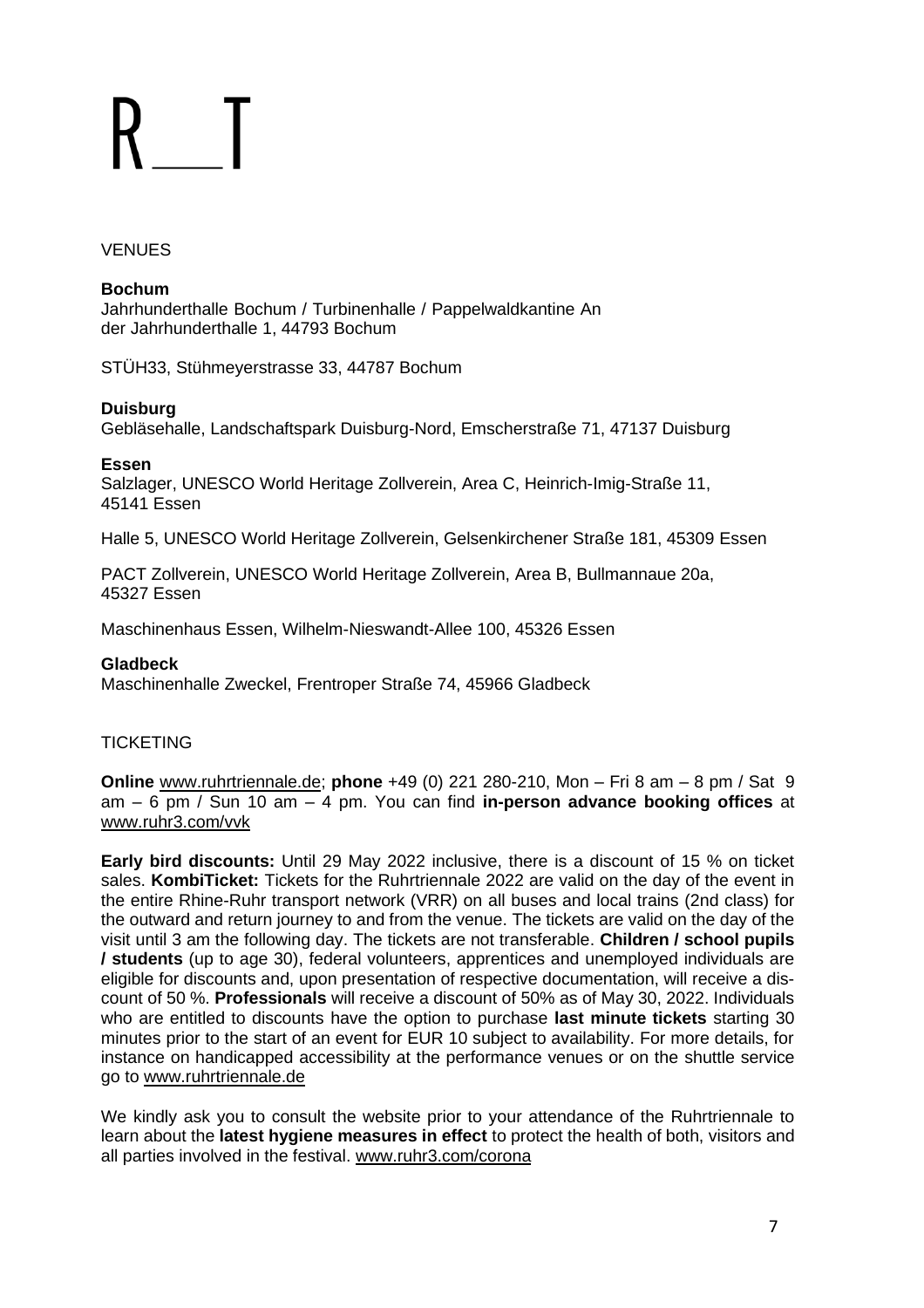R__T

VENUES

**Bochum**
Jahrhunderthalle Bochum / Turbinenhalle / Pappelwaldkantine An der Jahrhunderthalle 1, 44793 Bochum

STÜH33, Stühmeyerstrasse 33, 44787 Bochum

**Duisburg**
Gebläsehalle, Landschaftspark Duisburg-Nord, Emscherstraße 71, 47137 Duisburg

**Essen**
Salzlager, UNESCO World Heritage Zollverein, Area C, Heinrich-Imig-Straße 11, 45141 Essen

Halle 5, UNESCO World Heritage Zollverein, Gelsenkirchener Straße 181, 45309 Essen

PACT Zollverein, UNESCO World Heritage Zollverein, Area B, Bullmannaue 20a, 45327 Essen

Maschinenhaus Essen, Wilhelm-Nieswandt-Allee 100, 45326 Essen

**Gladbeck**
Maschinenhalle Zweckel, Frentroper Straße 74, 45966 Gladbeck

TICKETING

**Online** www.ruhrtriennale.de; **phone** +49 (0) 221 280-210, Mon – Fri 8 am – 8 pm / Sat 9 am – 6 pm / Sun 10 am – 4 pm. You can find **in-person advance booking offices** at www.ruhr3.com/vvk

**Early bird discounts:** Until 29 May 2022 inclusive, there is a discount of 15 % on ticket sales. **KombiTicket:** Tickets for the Ruhrtriennale 2022 are valid on the day of the event in the entire Rhine-Ruhr transport network (VRR) on all buses and local trains (2nd class) for the outward and return journey to and from the venue. The tickets are valid on the day of the visit until 3 am the following day. The tickets are not transferable. **Children / school pupils / students** (up to age 30), federal volunteers, apprentices and unemployed individuals are eligible for discounts and, upon presentation of respective documentation, will receive a discount of 50 %. **Professionals** will receive a discount of 50% as of May 30, 2022. Individuals who are entitled to discounts have the option to purchase **last minute tickets** starting 30 minutes prior to the start of an event for EUR 10 subject to availability. For more details, for instance on handicapped accessibility at the performance venues or on the shuttle service go to www.ruhrtriennale.de

We kindly ask you to consult the website prior to your attendance of the Ruhrtriennale to learn about the **latest hygiene measures in effect** to protect the health of both, visitors and all parties involved in the festival. www.ruhr3.com/corona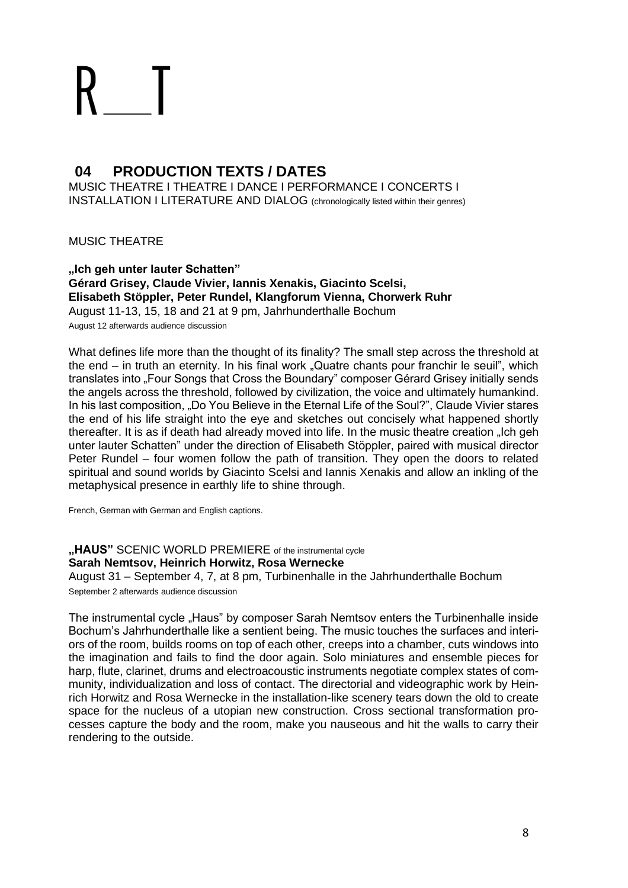# R__T

## 04 PRODUCTION TEXTS / DATES

MUSIC THEATRE I THEATRE I DANCE I PERFORMANCE I CONCERTS I INSTALLATION I LITERATURE AND DIALOG (chronologically listed within their genres)

MUSIC THEATRE

**„Ich geh unter lauter Schatten"**
**Gérard Grisey, Claude Vivier, Iannis Xenakis, Giacinto Scelsi, Elisabeth Stöppler, Peter Rundel, Klangforum Vienna, Chorwerk Ruhr**
August 11-13, 15, 18 and 21 at 9 pm, Jahrhunderthalle Bochum
August 12 afterwards audience discussion

What defines life more than the thought of its finality? The small step across the threshold at the end – in truth an eternity. In his final work „Quatre chants pour franchir le seuil", which translates into „Four Songs that Cross the Boundary" composer Gérard Grisey initially sends the angels across the threshold, followed by civilization, the voice and ultimately humankind. In his last composition, „Do You Believe in the Eternal Life of the Soul?", Claude Vivier stares the end of his life straight into the eye and sketches out concisely what happened shortly thereafter. It is as if death had already moved into life. In the music theatre creation „Ich geh unter lauter Schatten" under the direction of Elisabeth Stöppler, paired with musical director Peter Rundel – four women follow the path of transition. They open the doors to related spiritual and sound worlds by Giacinto Scelsi and Iannis Xenakis and allow an inkling of the metaphysical presence in earthly life to shine through.

French, German with German and English captions.

**„HAUS"** SCENIC WORLD PREMIERE of the instrumental cycle
**Sarah Nemtsov, Heinrich Horwitz, Rosa Wernecke**
August 31 – September 4, 7, at 8 pm, Turbinenhalle in the Jahrhunderthalle Bochum
September 2 afterwards audience discussion

The instrumental cycle „Haus" by composer Sarah Nemtsov enters the Turbinenhalle inside Bochum's Jahrhunderthalle like a sentient being. The music touches the surfaces and interiors of the room, builds rooms on top of each other, creeps into a chamber, cuts windows into the imagination and fails to find the door again. Solo miniatures and ensemble pieces for harp, flute, clarinet, drums and electroacoustic instruments negotiate complex states of community, individualization and loss of contact. The directorial and videographic work by Heinrich Horwitz and Rosa Wernecke in the installation-like scenery tears down the old to create space for the nucleus of a utopian new construction. Cross sectional transformation processes capture the body and the room, make you nauseous and hit the walls to carry their rendering to the outside.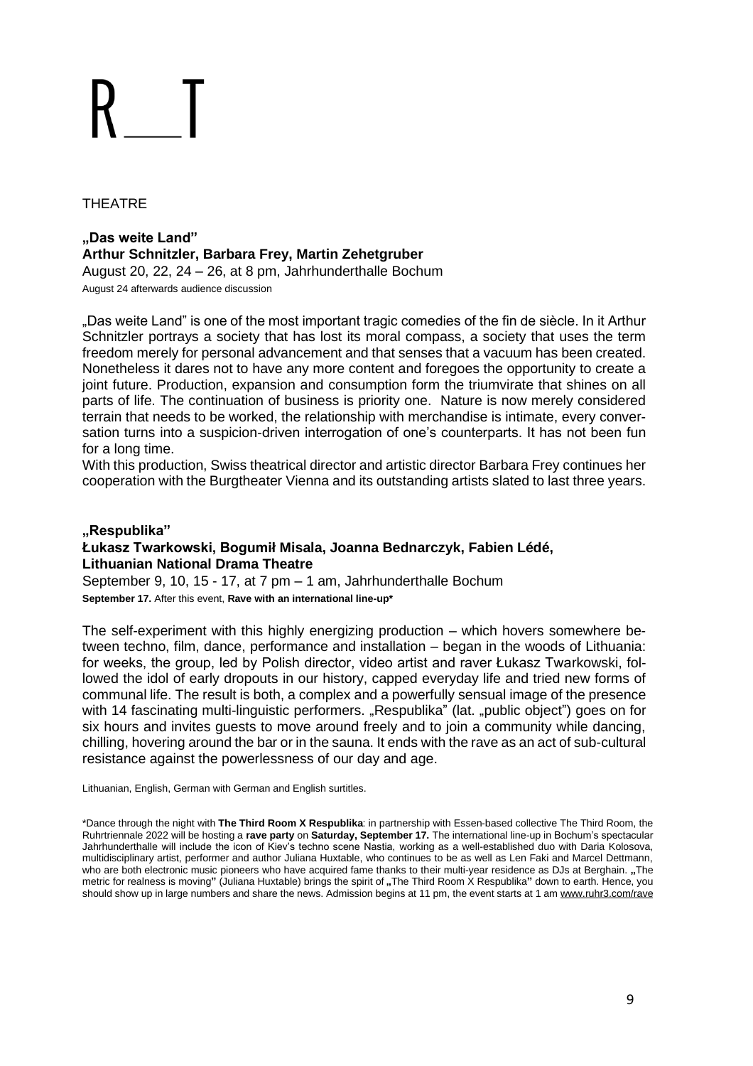R__T

THEATRE

**„Das weite Land"**
**Arthur Schnitzler, Barbara Frey, Martin Zehetgruber**
August 20, 22, 24 – 26, at 8 pm, Jahrhunderthalle Bochum
August 24 afterwards audience discussion

„Das weite Land" is one of the most important tragic comedies of the fin de siècle. In it Arthur Schnitzler portrays a society that has lost its moral compass, a society that uses the term freedom merely for personal advancement and that senses that a vacuum has been created. Nonetheless it dares not to have any more content and foregoes the opportunity to create a joint future. Production, expansion and consumption form the triumvirate that shines on all parts of life. The continuation of business is priority one. Nature is now merely considered terrain that needs to be worked, the relationship with merchandise is intimate, every conversation turns into a suspicion-driven interrogation of one's counterparts. It has not been fun for a long time.
With this production, Swiss theatrical director and artistic director Barbara Frey continues her cooperation with the Burgtheater Vienna and its outstanding artists slated to last three years.

**„Respublika"**
**Łukasz Twarkowski, Bogumił Misala, Joanna Bednarczyk, Fabien Lédé, Lithuanian National Drama Theatre**
September 9, 10, 15 - 17, at 7 pm – 1 am, Jahrhunderthalle Bochum
**September 17.** After this event, **Rave with an international line-up***

The self-experiment with this highly energizing production – which hovers somewhere between techno, film, dance, performance and installation – began in the woods of Lithuania: for weeks, the group, led by Polish director, video artist and raver Łukasz Twarkowski, followed the idol of early dropouts in our history, capped everyday life and tried new forms of communal life. The result is both, a complex and a powerfully sensual image of the presence with 14 fascinating multi-linguistic performers. „Respublika" (lat. „public object") goes on for six hours and invites guests to move around freely and to join a community while dancing, chilling, hovering around the bar or in the sauna. It ends with the rave as an act of sub-cultural resistance against the powerlessness of our day and age.

Lithuanian, English, German with German and English surtitles.

*Dance through the night with **The Third Room X Respublika**: in partnership with Essen-based collective The Third Room, the Ruhrtriennale 2022 will be hosting a **rave party** on **Saturday, September 17.** The international line-up in Bochum's spectacular Jahrhunderthalle will include the icon of Kiev's techno scene Nastia, working as a well-established duo with Daria Kolosova, multidisciplinary artist, performer and author Juliana Huxtable, who continues to be as well as Len Faki and Marcel Dettmann, who are both electronic music pioneers who have acquired fame thanks to their multi-year residence as DJs at Berghain. **„**The metric for realness is moving**"** (Juliana Huxtable) brings the spirit of **„**The Third Room X Respublika**"** down to earth. Hence, you should show up in large numbers and share the news. Admission begins at 11 pm, the event starts at 1 am www.ruhr3.com/rave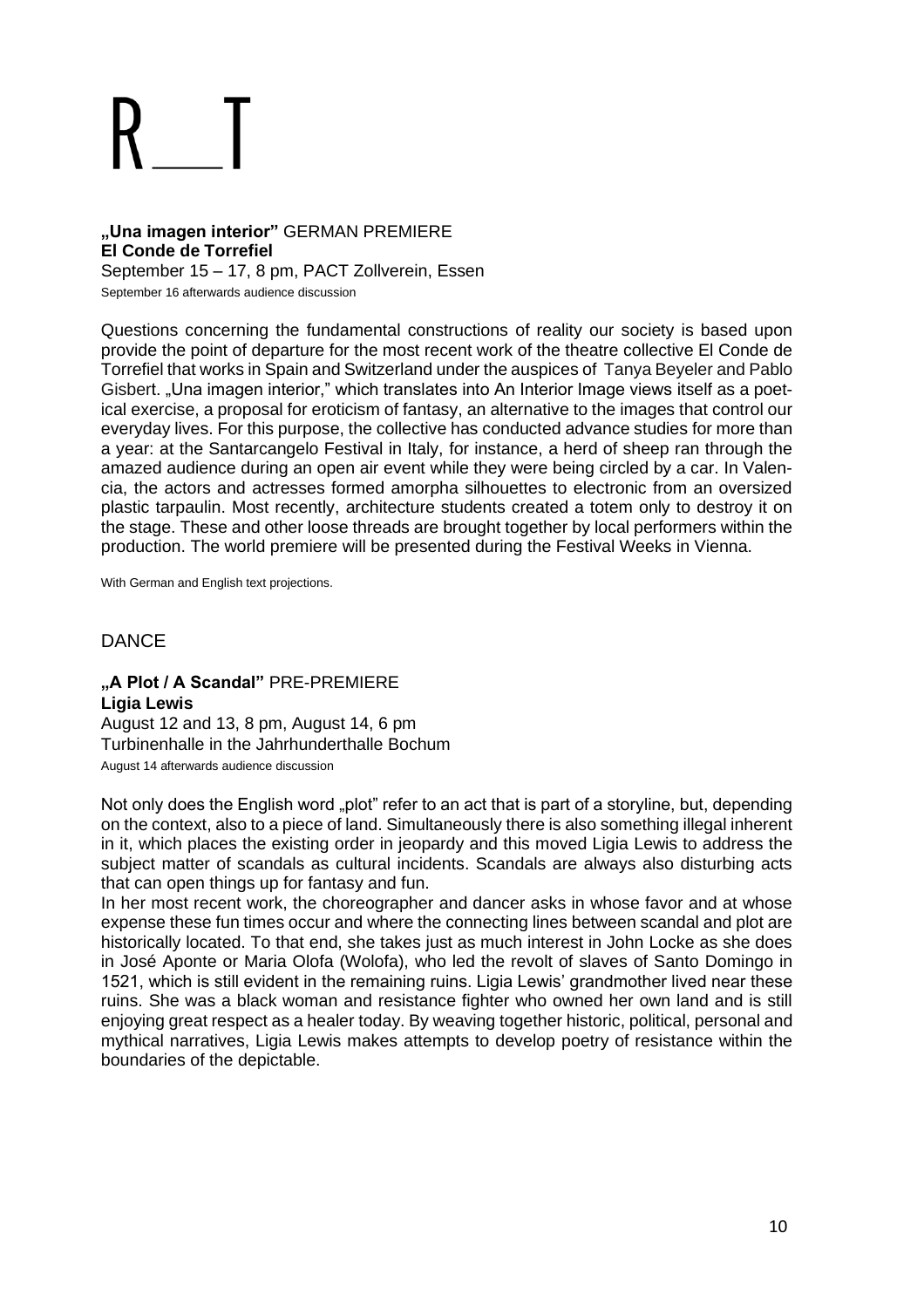# R__T

**„Una imagen interior"** GERMAN PREMIERE
**El Conde de Torrefiel**
September 15 – 17, 8 pm, PACT Zollverein, Essen
September 16 afterwards audience discussion

Questions concerning the fundamental constructions of reality our society is based upon provide the point of departure for the most recent work of the theatre collective El Conde de Torrefiel that works in Spain and Switzerland under the auspices of Tanya Beyeler and Pablo Gisbert. „Una imagen interior," which translates into An Interior Image views itself as a poetical exercise, a proposal for eroticism of fantasy, an alternative to the images that control our everyday lives. For this purpose, the collective has conducted advance studies for more than a year: at the Santarcangelo Festival in Italy, for instance, a herd of sheep ran through the amazed audience during an open air event while they were being circled by a car. In Valencia, the actors and actresses formed amorpha silhouettes to electronic from an oversized plastic tarpaulin. Most recently, architecture students created a totem only to destroy it on the stage. These and other loose threads are brought together by local performers within the production. The world premiere will be presented during the Festival Weeks in Vienna.

With German and English text projections.

## DANCE

**„A Plot / A Scandal"** PRE-PREMIERE
**Ligia Lewis**
August 12 and 13, 8 pm, August 14, 6 pm
Turbinenhalle in the Jahrhunderthalle Bochum
August 14 afterwards audience discussion

Not only does the English word „plot" refer to an act that is part of a storyline, but, depending on the context, also to a piece of land. Simultaneously there is also something illegal inherent in it, which places the existing order in jeopardy and this moved Ligia Lewis to address the subject matter of scandals as cultural incidents. Scandals are always also disturbing acts that can open things up for fantasy and fun.
In her most recent work, the choreographer and dancer asks in whose favor and at whose expense these fun times occur and where the connecting lines between scandal and plot are historically located. To that end, she takes just as much interest in John Locke as she does in José Aponte or Maria Olofa (Wolofa), who led the revolt of slaves of Santo Domingo in 1521, which is still evident in the remaining ruins. Ligia Lewis' grandmother lived near these ruins. She was a black woman and resistance fighter who owned her own land and is still enjoying great respect as a healer today. By weaving together historic, political, personal and mythical narratives, Ligia Lewis makes attempts to develop poetry of resistance within the boundaries of the depictable.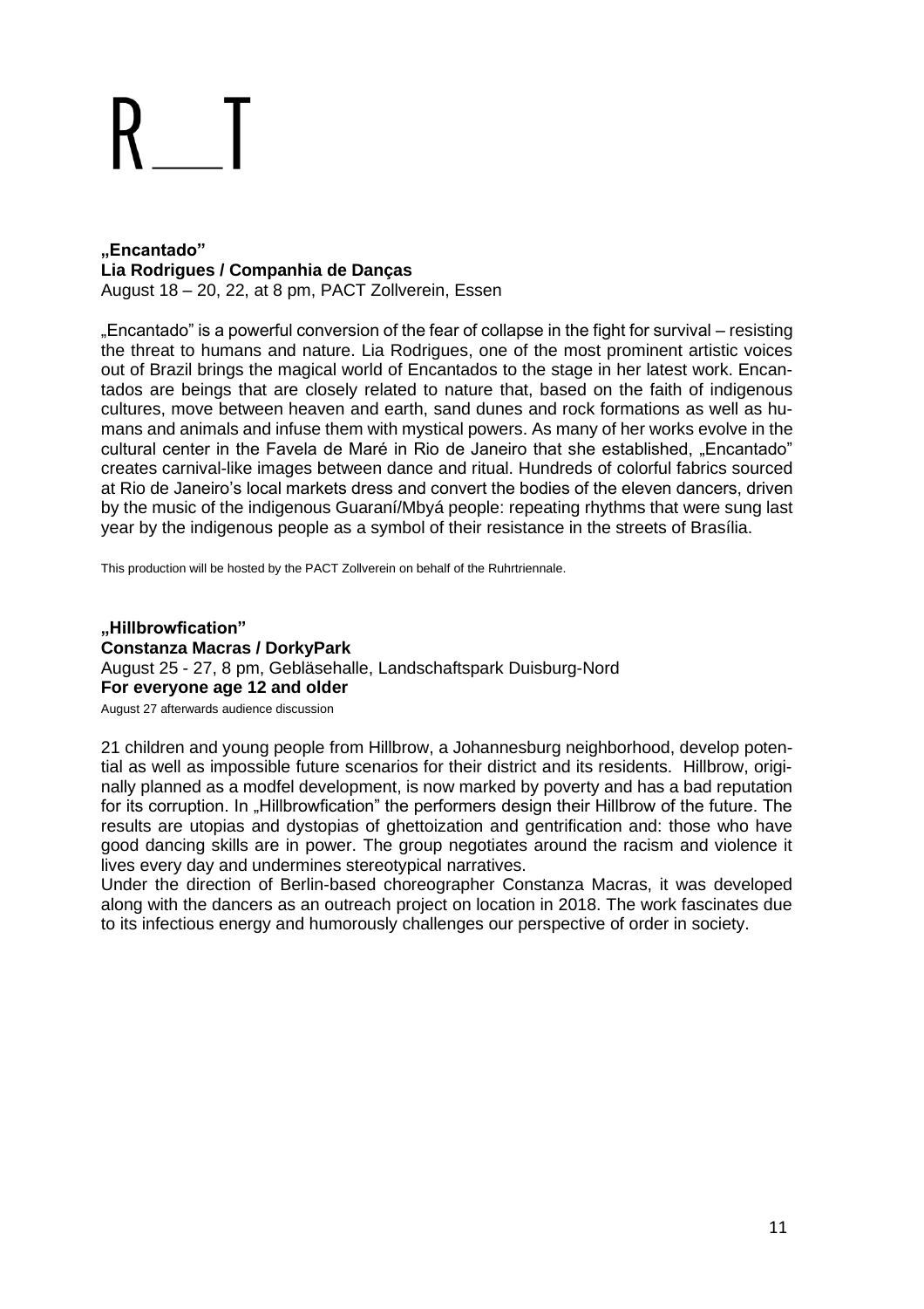# R_T

**„Encantado"**
**Lia Rodrigues / Companhia de Danças**
August 18 – 20, 22, at 8 pm, PACT Zollverein, Essen

„Encantado" is a powerful conversion of the fear of collapse in the fight for survival – resisting the threat to humans and nature. Lia Rodrigues, one of the most prominent artistic voices out of Brazil brings the magical world of Encantados to the stage in her latest work. Encantados are beings that are closely related to nature that, based on the faith of indigenous cultures, move between heaven and earth, sand dunes and rock formations as well as humans and animals and infuse them with mystical powers. As many of her works evolve in the cultural center in the Favela de Maré in Rio de Janeiro that she established, „Encantado" creates carnival-like images between dance and ritual. Hundreds of colorful fabrics sourced at Rio de Janeiro's local markets dress and convert the bodies of the eleven dancers, driven by the music of the indigenous Guaraní/Mbyá people: repeating rhythms that were sung last year by the indigenous people as a symbol of their resistance in the streets of Brasília.

This production will be hosted by the PACT Zollverein on behalf of the Ruhrtriennale.

**„Hillbrowfication"**
**Constanza Macras / DorkyPark**
August 25 - 27, 8 pm, Gebläsehalle, Landschaftspark Duisburg-Nord
**For everyone age 12 and older**
August 27 afterwards audience discussion

21 children and young people from Hillbrow, a Johannesburg neighborhood, develop potential as well as impossible future scenarios for their district and its residents. Hillbrow, originally planned as a modfel development, is now marked by poverty and has a bad reputation for its corruption. In „Hillbrowfication" the performers design their Hillbrow of the future. The results are utopias and dystopias of ghettoization and gentrification and: those who have good dancing skills are in power. The group negotiates around the racism and violence it lives every day and undermines stereotypical narratives.
Under the direction of Berlin-based choreographer Constanza Macras, it was developed along with the dancers as an outreach project on location in 2018. The work fascinates due to its infectious energy and humorously challenges our perspective of order in society.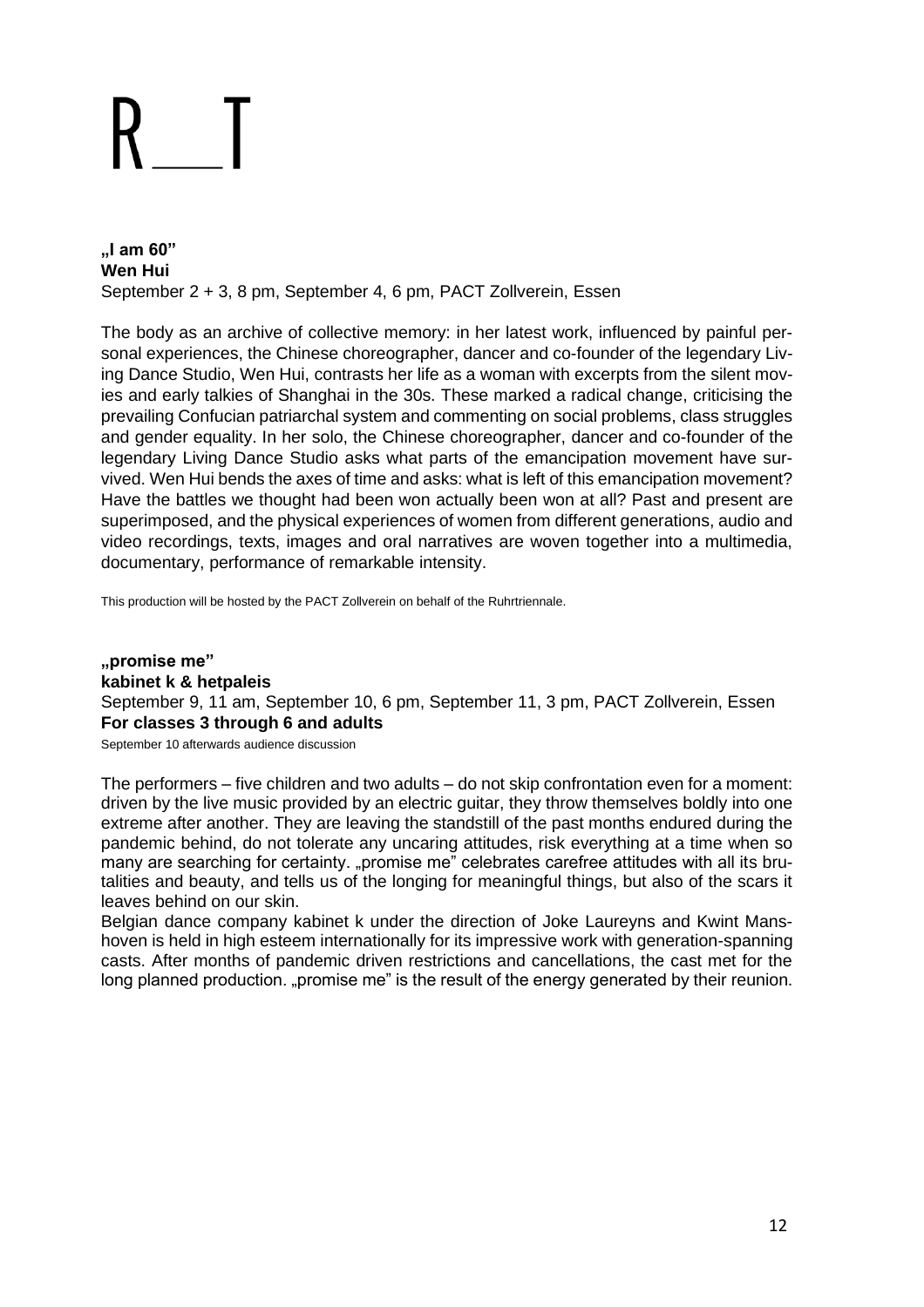**„I am 60"**
**Wen Hui**
September 2 + 3, 8 pm, September 4, 6 pm, PACT Zollverein, Essen

The body as an archive of collective memory: in her latest work, influenced by painful personal experiences, the Chinese choreographer, dancer and co-founder of the legendary Living Dance Studio, Wen Hui, contrasts her life as a woman with excerpts from the silent movies and early talkies of Shanghai in the 30s. These marked a radical change, criticising the prevailing Confucian patriarchal system and commenting on social problems, class struggles and gender equality. In her solo, the Chinese choreographer, dancer and co-founder of the legendary Living Dance Studio asks what parts of the emancipation movement have survived. Wen Hui bends the axes of time and asks: what is left of this emancipation movement? Have the battles we thought had been won actually been won at all? Past and present are superimposed, and the physical experiences of women from different generations, audio and video recordings, texts, images and oral narratives are woven together into a multimedia, documentary, performance of remarkable intensity.

This production will be hosted by the PACT Zollverein on behalf of the Ruhrtriennale.

**„promise me"**
**kabinet k & hetpaleis**
September 9, 11 am, September 10, 6 pm, September 11, 3 pm, PACT Zollverein, Essen
**For classes 3 through 6 and adults**
September 10 afterwards audience discussion

The performers – five children and two adults – do not skip confrontation even for a moment: driven by the live music provided by an electric guitar, they throw themselves boldly into one extreme after another. They are leaving the standstill of the past months endured during the pandemic behind, do not tolerate any uncaring attitudes, risk everything at a time when so many are searching for certainty. „promise me" celebrates carefree attitudes with all its brutalities and beauty, and tells us of the longing for meaningful things, but also of the scars it leaves behind on our skin.
Belgian dance company kabinet k under the direction of Joke Laureyns and Kwint Manshoven is held in high esteem internationally for its impressive work with generation-spanning casts. After months of pandemic driven restrictions and cancellations, the cast met for the long planned production. „promise me" is the result of the energy generated by their reunion.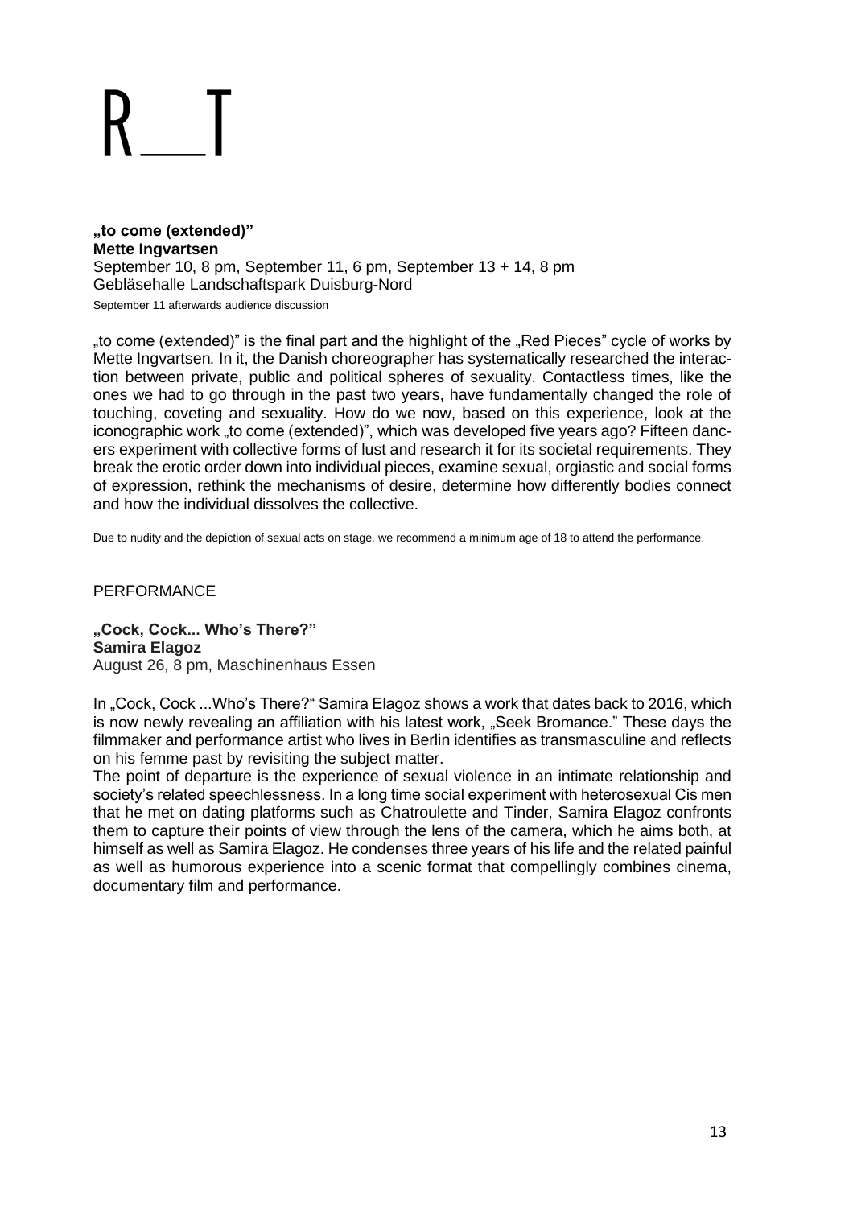# R__T

**„to come (extended)"**
**Mette Ingvartsen**
September 10, 8 pm, September 11, 6 pm, September 13 + 14, 8 pm
Gebläsehalle Landschaftspark Duisburg-Nord
September 11 afterwards audience discussion

„to come (extended)" is the final part and the highlight of the „Red Pieces" cycle of works by Mette Ingvartsen. In it, the Danish choreographer has systematically researched the interaction between private, public and political spheres of sexuality. Contactless times, like the ones we had to go through in the past two years, have fundamentally changed the role of touching, coveting and sexuality. How do we now, based on this experience, look at the iconographic work „to come (extended)", which was developed five years ago? Fifteen dancers experiment with collective forms of lust and research it for its societal requirements. They break the erotic order down into individual pieces, examine sexual, orgiastic and social forms of expression, rethink the mechanisms of desire, determine how differently bodies connect and how the individual dissolves the collective.

Due to nudity and the depiction of sexual acts on stage, we recommend a minimum age of 18 to attend the performance.

PERFORMANCE

**„Cock, Cock... Who's There?"**
**Samira Elagoz**
August 26, 8 pm, Maschinenhaus Essen

In „Cock, Cock ...Who's There?" Samira Elagoz shows a work that dates back to 2016, which is now newly revealing an affiliation with his latest work, „Seek Bromance." These days the filmmaker and performance artist who lives in Berlin identifies as transmasculine and reflects on his femme past by revisiting the subject matter.
The point of departure is the experience of sexual violence in an intimate relationship and society's related speechlessness. In a long time social experiment with heterosexual Cis men that he met on dating platforms such as Chatroulette and Tinder, Samira Elagoz confronts them to capture their points of view through the lens of the camera, which he aims both, at himself as well as Samira Elagoz. He condenses three years of his life and the related painful as well as humorous experience into a scenic format that compellingly combines cinema, documentary film and performance.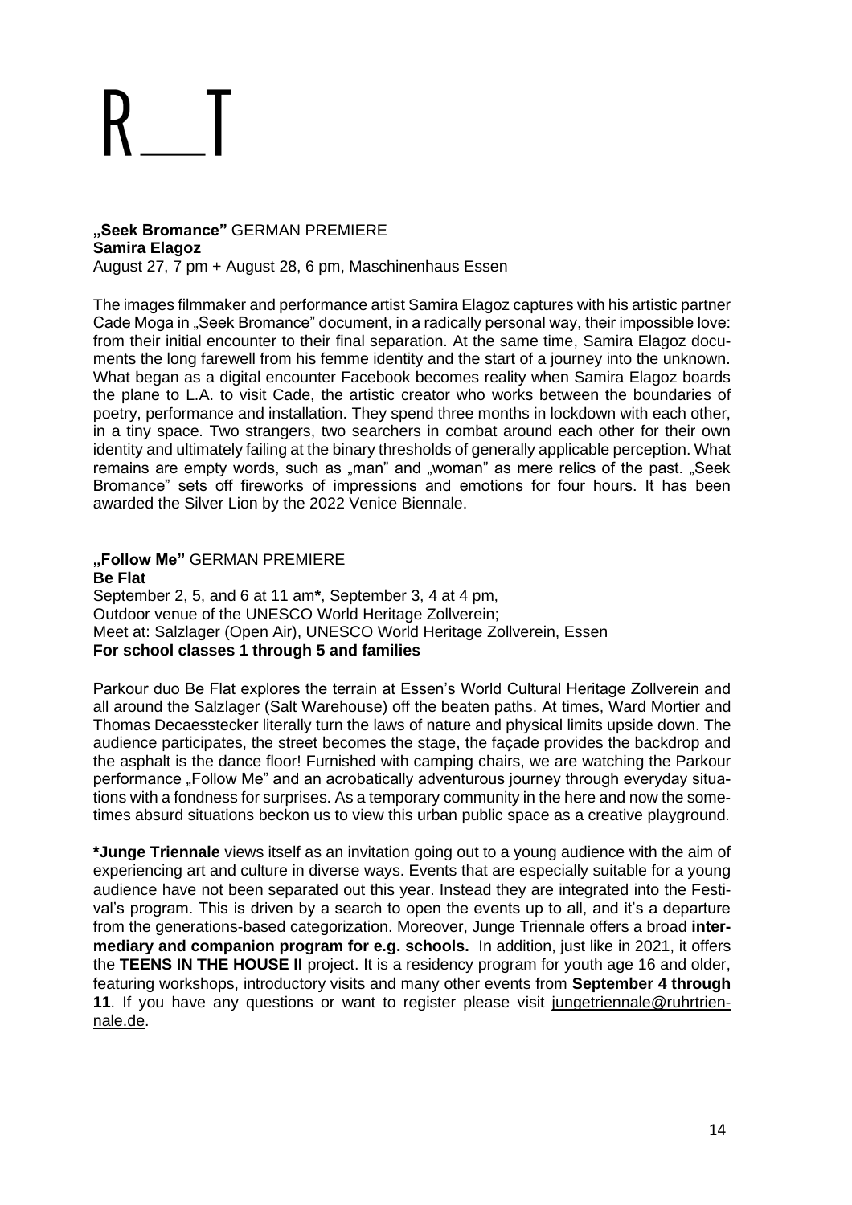**„Seek Bromance"** GERMAN PREMIERE
**Samira Elagoz**
August 27, 7 pm + August 28, 6 pm, Maschinenhaus Essen

The images filmmaker and performance artist Samira Elagoz captures with his artistic partner Cade Moga in „Seek Bromance" document, in a radically personal way, their impossible love: from their initial encounter to their final separation. At the same time, Samira Elagoz documents the long farewell from his femme identity and the start of a journey into the unknown. What began as a digital encounter Facebook becomes reality when Samira Elagoz boards the plane to L.A. to visit Cade, the artistic creator who works between the boundaries of poetry, performance and installation. They spend three months in lockdown with each other, in a tiny space. Two strangers, two searchers in combat around each other for their own identity and ultimately failing at the binary thresholds of generally applicable perception. What remains are empty words, such as „man" and „woman" as mere relics of the past. „Seek Bromance" sets off fireworks of impressions and emotions for four hours. It has been awarded the Silver Lion by the 2022 Venice Biennale.

**„Follow Me"** GERMAN PREMIERE
**Be Flat**
September 2, 5, and 6 at 11 am**\***, September 3, 4 at 4 pm,
Outdoor venue of the UNESCO World Heritage Zollverein;
Meet at: Salzlager (Open Air), UNESCO World Heritage Zollverein, Essen
**For school classes 1 through 5 and families**

Parkour duo Be Flat explores the terrain at Essen's World Cultural Heritage Zollverein and all around the Salzlager (Salt Warehouse) off the beaten paths. At times, Ward Mortier and Thomas Decaesstecker literally turn the laws of nature and physical limits upside down. The audience participates, the street becomes the stage, the façade provides the backdrop and the asphalt is the dance floor! Furnished with camping chairs, we are watching the Parkour performance „Follow Me" and an acrobatically adventurous journey through everyday situations with a fondness for surprises. As a temporary community in the here and now the sometimes absurd situations beckon us to view this urban public space as a creative playground.

**\*Junge Triennale** views itself as an invitation going out to a young audience with the aim of experiencing art and culture in diverse ways. Events that are especially suitable for a young audience have not been separated out this year. Instead they are integrated into the Festival's program. This is driven by a search to open the events up to all, and it's a departure from the generations-based categorization. Moreover, Junge Triennale offers a broad **intermediary and companion program for e.g. schools.** In addition, just like in 2021, it offers the **TEENS IN THE HOUSE II** project. It is a residency program for youth age 16 and older, featuring workshops, introductory visits and many other events from **September 4 through 11**. If you have any questions or want to register please visit jungetriennale@ruhrtriennale.de.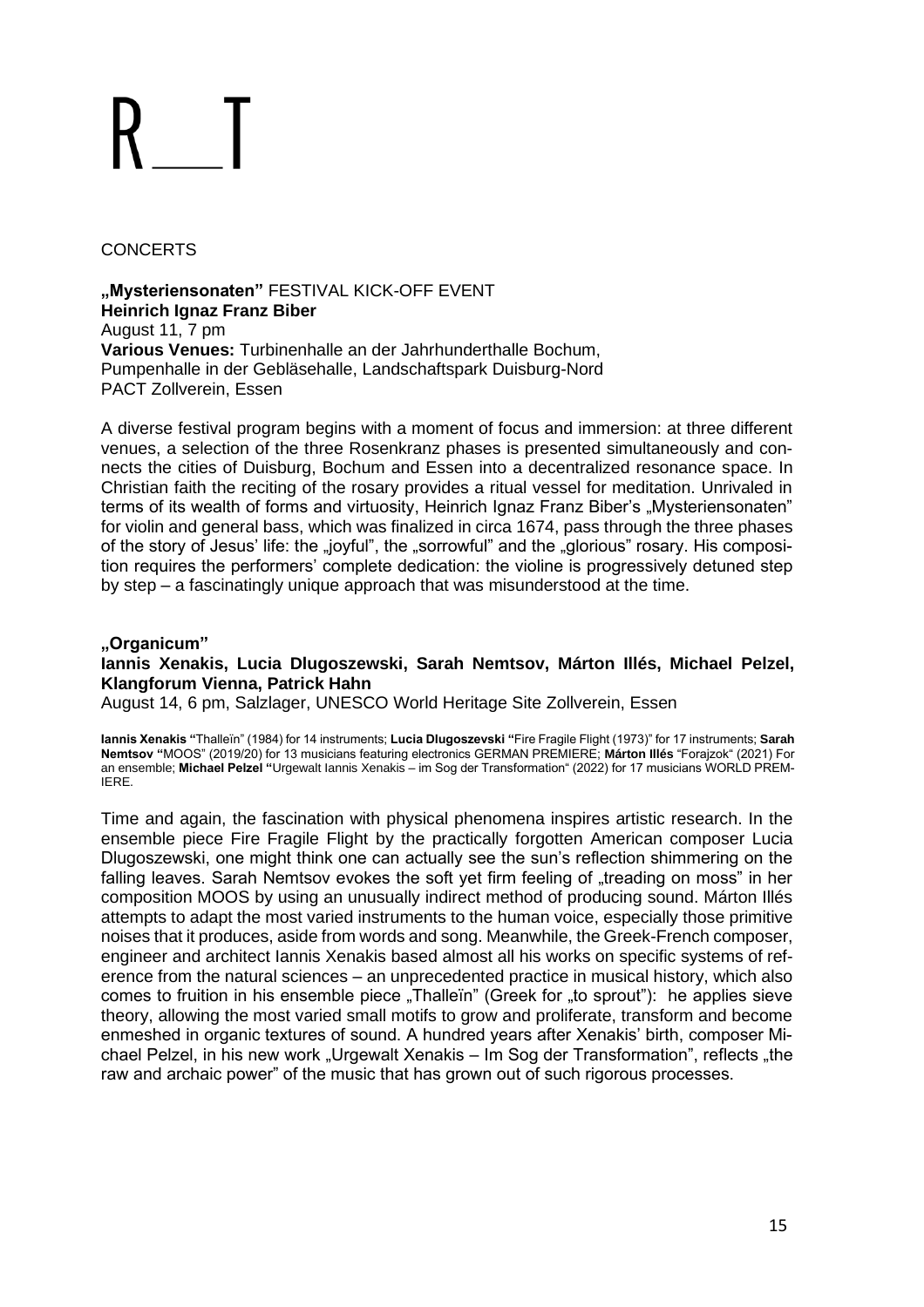# R__T

CONCERTS

**„Mysteriensonaten"** FESTIVAL KICK-OFF EVENT
**Heinrich Ignaz Franz Biber**
August 11, 7 pm
**Various Venues:** Turbinenhalle an der Jahrhunderthalle Bochum, Pumpenhalle in der Gebläsehalle, Landschaftspark Duisburg-Nord
PACT Zollverein, Essen

A diverse festival program begins with a moment of focus and immersion: at three different venues, a selection of the three Rosenkranz phases is presented simultaneously and connects the cities of Duisburg, Bochum and Essen into a decentralized resonance space. In Christian faith the reciting of the rosary provides a ritual vessel for meditation. Unrivaled in terms of its wealth of forms and virtuosity, Heinrich Ignaz Franz Biber's „Mysteriensonaten" for violin and general bass, which was finalized in circa 1674, pass through the three phases of the story of Jesus' life: the „joyful", the „sorrowful" and the „glorious" rosary. His composition requires the performers' complete dedication: the violine is progressively detuned step by step – a fascinatingly unique approach that was misunderstood at the time.

**„Organicum"**
**Iannis Xenakis, Lucia Dlugoszewski, Sarah Nemtsov, Márton Illés, Michael Pelzel, Klangforum Vienna, Patrick Hahn**
August 14, 6 pm, Salzlager, UNESCO World Heritage Site Zollverein, Essen

**Iannis Xenakis** "Thalleïn" (1984) for 14 instruments; **Lucia Dlugoszevski** "Fire Fragile Flight (1973)" for 17 instruments; **Sarah Nemtsov** "MOOS" (2019/20) for 13 musicians featuring electronics GERMAN PREMIERE; **Márton Illés** "Forajzok" (2021) For an ensemble; **Michael Pelzel** "Urgewalt Iannis Xenakis – im Sog der Transformation" (2022) for 17 musicians WORLD PREMIERE.

Time and again, the fascination with physical phenomena inspires artistic research. In the ensemble piece Fire Fragile Flight by the practically forgotten American composer Lucia Dlugoszewski, one might think one can actually see the sun's reflection shimmering on the falling leaves. Sarah Nemtsov evokes the soft yet firm feeling of „treading on moss" in her composition MOOS by using an unusually indirect method of producing sound. Márton Illés attempts to adapt the most varied instruments to the human voice, especially those primitive noises that it produces, aside from words and song. Meanwhile, the Greek-French composer, engineer and architect Iannis Xenakis based almost all his works on specific systems of reference from the natural sciences – an unprecedented practice in musical history, which also comes to fruition in his ensemble piece „Thalleïn" (Greek for „to sprout"): he applies sieve theory, allowing the most varied small motifs to grow and proliferate, transform and become enmeshed in organic textures of sound. A hundred years after Xenakis' birth, composer Michael Pelzel, in his new work „Urgewalt Xenakis – Im Sog der Transformation", reflects „the raw and archaic power" of the music that has grown out of such rigorous processes.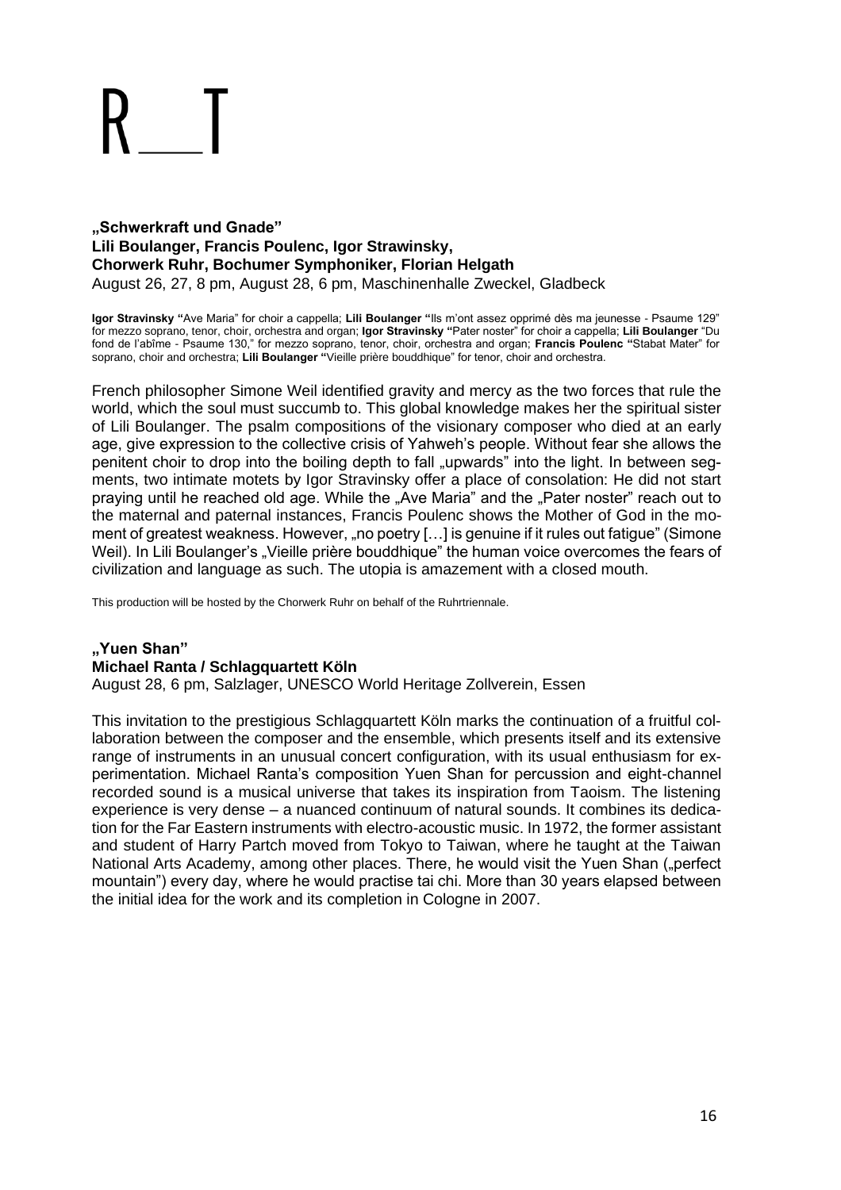**„Schwerkraft und Gnade"**
**Lili Boulanger, Francis Poulenc, Igor Strawinsky,**
**Chorwerk Ruhr, Bochumer Symphoniker, Florian Helgath**
August 26, 27, 8 pm, August 28, 6 pm, Maschinenhalle Zweckel, Gladbeck

**Igor Stravinsky "**Ave Maria" for choir a cappella; **Lili Boulanger "**Ils m'ont assez opprimé dès ma jeunesse - Psaume 129" for mezzo soprano, tenor, choir, orchestra and organ; **Igor Stravinsky "**Pater noster" for choir a cappella; **Lili Boulanger** "Du fond de l'abîme - Psaume 130," for mezzo soprano, tenor, choir, orchestra and organ; **Francis Poulenc "**Stabat Mater" for soprano, choir and orchestra; **Lili Boulanger "**Vieille prière bouddhique" for tenor, choir and orchestra.

French philosopher Simone Weil identified gravity and mercy as the two forces that rule the world, which the soul must succumb to. This global knowledge makes her the spiritual sister of Lili Boulanger. The psalm compositions of the visionary composer who died at an early age, give expression to the collective crisis of Yahweh's people. Without fear she allows the penitent choir to drop into the boiling depth to fall „upwards" into the light. In between segments, two intimate motets by Igor Stravinsky offer a place of consolation: He did not start praying until he reached old age. While the „Ave Maria" and the „Pater noster" reach out to the maternal and paternal instances, Francis Poulenc shows the Mother of God in the moment of greatest weakness. However, „no poetry […] is genuine if it rules out fatigue" (Simone Weil). In Lili Boulanger's „Vieille prière bouddhique" the human voice overcomes the fears of civilization and language as such. The utopia is amazement with a closed mouth.

This production will be hosted by the Chorwerk Ruhr on behalf of the Ruhrtriennale.

**„Yuen Shan"**
**Michael Ranta / Schlagquartett Köln**
August 28, 6 pm, Salzlager, UNESCO World Heritage Zollverein, Essen

This invitation to the prestigious Schlagquartett Köln marks the continuation of a fruitful collaboration between the composer and the ensemble, which presents itself and its extensive range of instruments in an unusual concert configuration, with its usual enthusiasm for experimentation. Michael Ranta's composition Yuen Shan for percussion and eight-channel recorded sound is a musical universe that takes its inspiration from Taoism. The listening experience is very dense – a nuanced continuum of natural sounds. It combines its dedication for the Far Eastern instruments with electro-acoustic music. In 1972, the former assistant and student of Harry Partch moved from Tokyo to Taiwan, where he taught at the Taiwan National Arts Academy, among other places. There, he would visit the Yuen Shan („perfect mountain") every day, where he would practise tai chi. More than 30 years elapsed between the initial idea for the work and its completion in Cologne in 2007.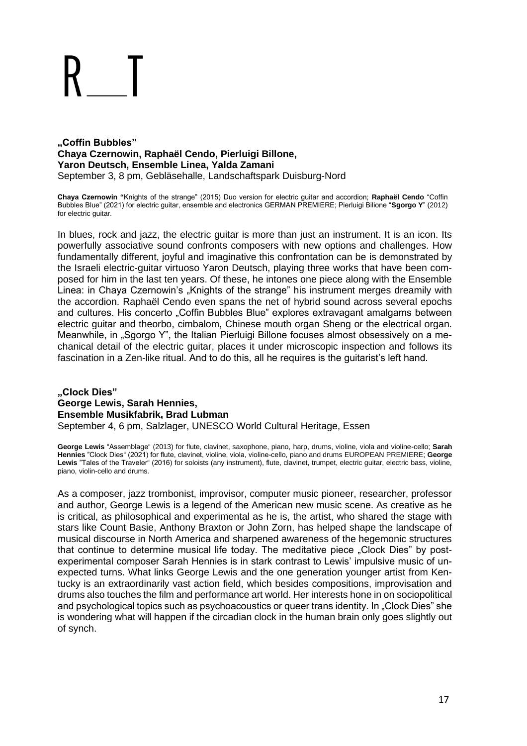# R__T

**„Coffin Bubbles"**
**Chaya Czernowin, Raphaël Cendo, Pierluigi Billone,**
**Yaron Deutsch, Ensemble Linea, Yalda Zamani**
September 3, 8 pm, Gebläsehalle, Landschaftspark Duisburg-Nord

**Chaya Czernowin "**Knights of the strange" (2015) Duo version for electric guitar and accordion; **Raphaël Cendo** "Coffin Bubbles Blue" (2021) for electric guitar, ensemble and electronics GERMAN PREMIERE; Pierluigi Bilione "**Sgorgo Y**" (2012) for electric guitar.

In blues, rock and jazz, the electric guitar is more than just an instrument. It is an icon. Its powerfully associative sound confronts composers with new options and challenges. How fundamentally different, joyful and imaginative this confrontation can be is demonstrated by the Israeli electric-guitar virtuoso Yaron Deutsch, playing three works that have been composed for him in the last ten years. Of these, he intones one piece along with the Ensemble Linea: in Chaya Czernowin's „Knights of the strange" his instrument merges dreamily with the accordion. Raphaël Cendo even spans the net of hybrid sound across several epochs and cultures. His concerto „Coffin Bubbles Blue" explores extravagant amalgams between electric guitar and theorbo, cimbalom, Chinese mouth organ Sheng or the electrical organ. Meanwhile, in „Sgorgo Y", the Italian Pierluigi Billone focuses almost obsessively on a mechanical detail of the electric guitar, places it under microscopic inspection and follows its fascination in a Zen-like ritual. And to do this, all he requires is the guitarist's left hand.

**„Clock Dies"**
**George Lewis, Sarah Hennies,**
**Ensemble Musikfabrik, Brad Lubman**
September 4, 6 pm, Salzlager, UNESCO World Cultural Heritage, Essen

**George Lewis** "Assemblage" (2013) for flute, clavinet, saxophone, piano, harp, drums, violine, viola and violine-cello; **Sarah Hennies** "Clock Dies" (2021) for flute, clavinet, violine, viola, violine-cello, piano and drums EUROPEAN PREMIERE; **George Lewis** "Tales of the Traveler" (2016) for soloists (any instrument), flute, clavinet, trumpet, electric guitar, electric bass, violine, piano, violin-cello and drums.

As a composer, jazz trombonist, improvisor, computer music pioneer, researcher, professor and author, George Lewis is a legend of the American new music scene. As creative as he is critical, as philosophical and experimental as he is, the artist, who shared the stage with stars like Count Basie, Anthony Braxton or John Zorn, has helped shape the landscape of musical discourse in North America and sharpened awareness of the hegemonic structures that continue to determine musical life today. The meditative piece „Clock Dies" by post-experimental composer Sarah Hennies is in stark contrast to Lewis' impulsive music of unexpected turns. What links George Lewis and the one generation younger artist from Kentucky is an extraordinarily vast action field, which besides compositions, improvisation and drums also touches the film and performance art world. Her interests hone in on sociopolitical and psychological topics such as psychoacoustics or queer trans identity. In „Clock Dies" she is wondering what will happen if the circadian clock in the human brain only goes slightly out of synch.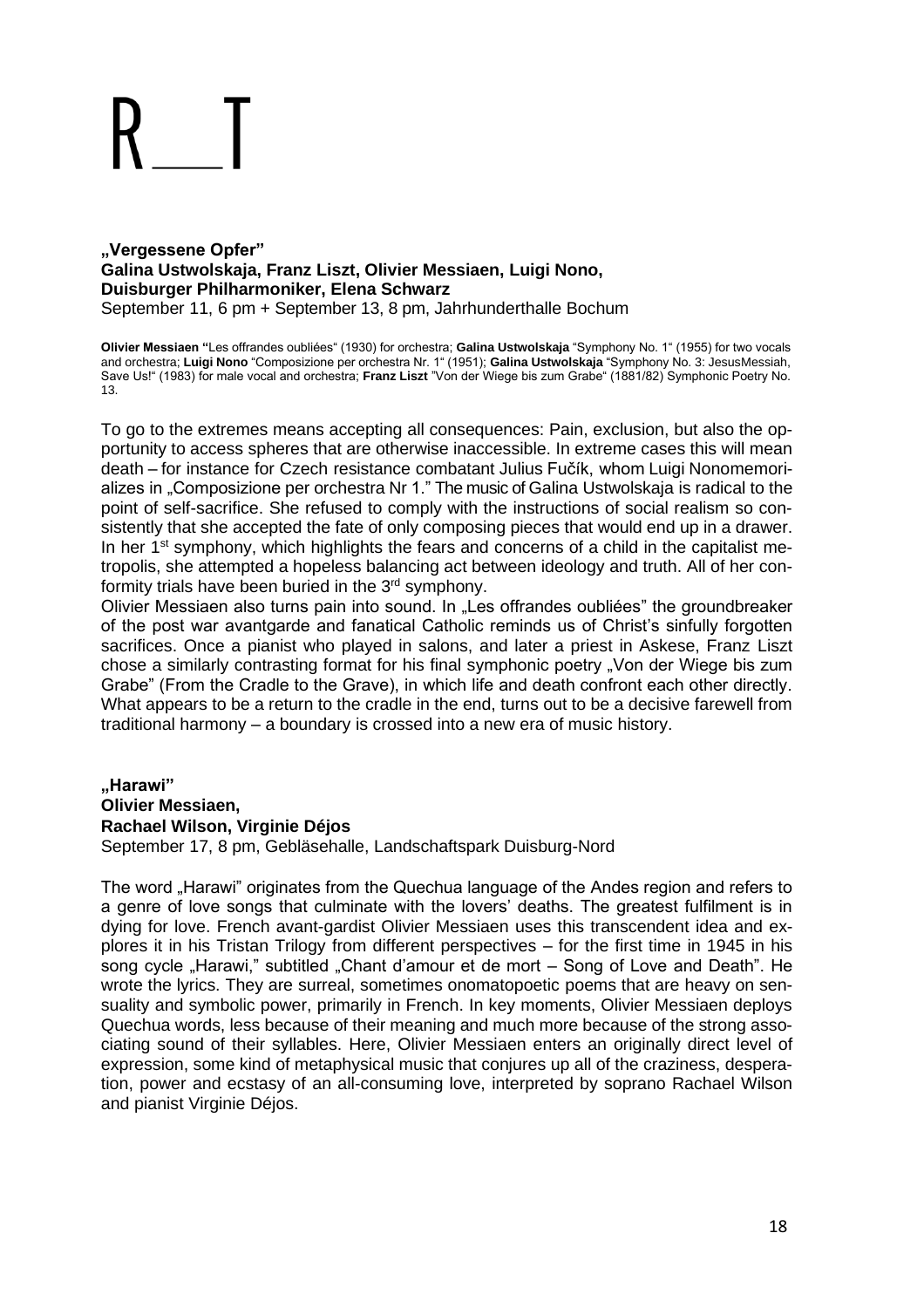# R__T

**„Vergessene Opfer"**
**Galina Ustwolskaja, Franz Liszt, Olivier Messiaen, Luigi Nono,**
**Duisburger Philharmoniker, Elena Schwarz**
September 11, 6 pm + September 13, 8 pm, Jahrhunderthalle Bochum

**Olivier Messiaen "**Les offrandes oubliées" (1930) for orchestra; **Galina Ustwolskaja** "Symphony No. 1" (1955) for two vocals and orchestra; **Luigi Nono** "Composizione per orchestra Nr. 1" (1951); **Galina Ustwolskaja** "Symphony No. 3: JesusMessiah, Save Us!" (1983) for male vocal and orchestra; **Franz Liszt** "Von der Wiege bis zum Grabe" (1881/82) Symphonic Poetry No. 13.

To go to the extremes means accepting all consequences: Pain, exclusion, but also the opportunity to access spheres that are otherwise inaccessible. In extreme cases this will mean death – for instance for Czech resistance combatant Julius Fučík, whom Luigi Nonomemorializes in „Composizione per orchestra Nr 1." The music of Galina Ustwolskaja is radical to the point of self-sacrifice. She refused to comply with the instructions of social realism so consistently that she accepted the fate of only composing pieces that would end up in a drawer. In her 1st symphony, which highlights the fears and concerns of a child in the capitalist metropolis, she attempted a hopeless balancing act between ideology and truth. All of her conformity trials have been buried in the 3rd symphony.
Olivier Messiaen also turns pain into sound. In „Les offrandes oubliées" the groundbreaker of the post war avantgarde and fanatical Catholic reminds us of Christ's sinfully forgotten sacrifices. Once a pianist who played in salons, and later a priest in Askese, Franz Liszt chose a similarly contrasting format for his final symphonic poetry „Von der Wiege bis zum Grabe" (From the Cradle to the Grave), in which life and death confront each other directly. What appears to be a return to the cradle in the end, turns out to be a decisive farewell from traditional harmony – a boundary is crossed into a new era of music history.

**„Harawi"**
**Olivier Messiaen,**
**Rachael Wilson, Virginie Déjos**
September 17, 8 pm, Gebläsehalle, Landschaftspark Duisburg-Nord

The word „Harawi" originates from the Quechua language of the Andes region and refers to a genre of love songs that culminate with the lovers' deaths. The greatest fulfilment is in dying for love. French avant-gardist Olivier Messiaen uses this transcendent idea and explores it in his Tristan Trilogy from different perspectives – for the first time in 1945 in his song cycle „Harawi," subtitled „Chant d'amour et de mort – Song of Love and Death". He wrote the lyrics. They are surreal, sometimes onomatopoetic poems that are heavy on sensuality and symbolic power, primarily in French. In key moments, Olivier Messiaen deploys Quechua words, less because of their meaning and much more because of the strong associating sound of their syllables. Here, Olivier Messiaen enters an originally direct level of expression, some kind of metaphysical music that conjures up all of the craziness, desperation, power and ecstasy of an all-consuming love, interpreted by soprano Rachael Wilson and pianist Virginie Déjos.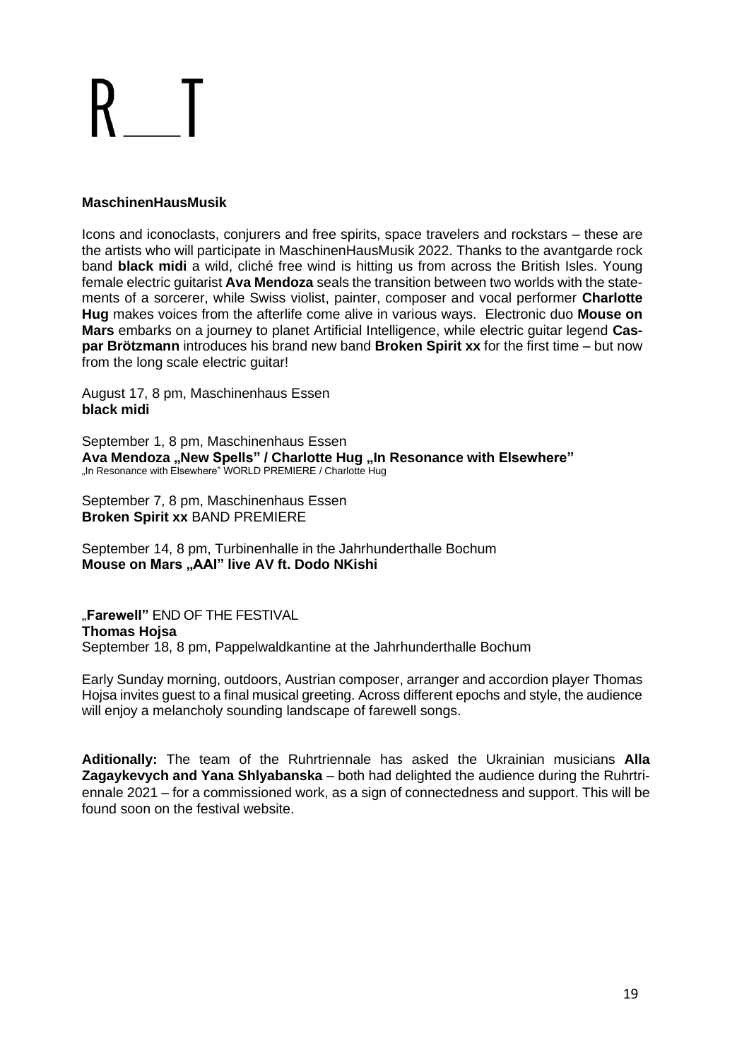# R__T

**MaschinenHausMusik**

Icons and iconoclasts, conjurers and free spirits, space travelers and rockstars – these are the artists who will participate in MaschinenHausMusik 2022. Thanks to the avantgarde rock band **black midi** a wild, cliché free wind is hitting us from across the British Isles. Young female electric guitarist **Ava Mendoza** seals the transition between two worlds with the statements of a sorcerer, while Swiss violist, painter, composer and vocal performer **Charlotte Hug** makes voices from the afterlife come alive in various ways. Electronic duo **Mouse on Mars** embarks on a journey to planet Artificial Intelligence, while electric guitar legend **Caspar Brötzmann** introduces his brand new band **Broken Spirit xx** for the first time – but now from the long scale electric guitar!

August 17, 8 pm, Maschinenhaus Essen
**black midi**

September 1, 8 pm, Maschinenhaus Essen
**Ava Mendoza „New Spells" / Charlotte Hug „In Resonance with Elsewhere"**
„In Resonance with Elsewhere" WORLD PREMIERE / Charlotte Hug

September 7, 8 pm, Maschinenhaus Essen
**Broken Spirit xx** BAND PREMIERE

September 14, 8 pm, Turbinenhalle in the Jahrhunderthalle Bochum
**Mouse on Mars „AAI" live AV ft. Dodo NKishi**

„**Farewell"** END OF THE FESTIVAL
**Thomas Hojsa**
September 18, 8 pm, Pappelwaldkantine at the Jahrhunderthalle Bochum

Early Sunday morning, outdoors, Austrian composer, arranger and accordion player Thomas Hojsa invites guest to a final musical greeting. Across different epochs and style, the audience will enjoy a melancholy sounding landscape of farewell songs.

**Aditionally:** The team of the Ruhrtriennale has asked the Ukrainian musicians **Alla Zagaykevych and Yana Shlyabanska** – both had delighted the audience during the Ruhrtriennale 2021 – for a commissioned work, as a sign of connectedness and support. This will be found soon on the festival website.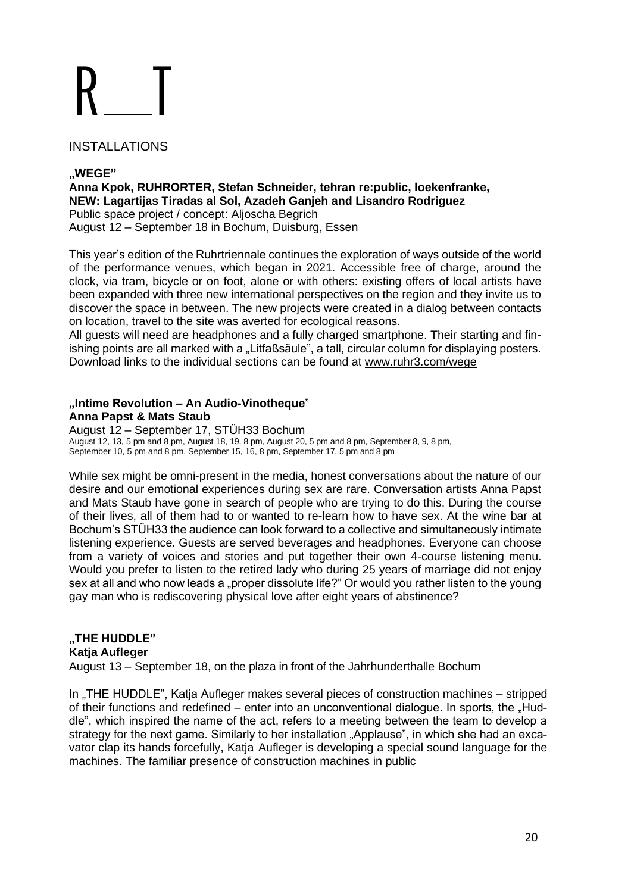INSTALLATIONS

**„WEGE"**

**Anna Kpok, RUHRORTER, Stefan Schneider, tehran re:public, loekenfranke, NEW: Lagartijas Tiradas al Sol, Azadeh Ganjeh and Lisandro Rodriguez**

Public space project / concept: Aljoscha Begrich

August 12 – September 18 in Bochum, Duisburg, Essen

This year's edition of the Ruhrtriennale continues the exploration of ways outside of the world of the performance venues, which began in 2021. Accessible free of charge, around the clock, via tram, bicycle or on foot, alone or with others: existing offers of local artists have been expanded with three new international perspectives on the region and they invite us to discover the space in between. The new projects were created in a dialog between contacts on location, travel to the site was averted for ecological reasons.

All guests will need are headphones and a fully charged smartphone. Their starting and finishing points are all marked with a „Litfaßsäule", a tall, circular column for displaying posters. Download links to the individual sections can be found at www.ruhr3.com/wege

**„Intime Revolution – An Audio-Vinotheque"**

**Anna Papst & Mats Staub**

August 12 – September 17, STÜH33 Bochum

August 12, 13, 5 pm and 8 pm, August 18, 19, 8 pm, August 20, 5 pm and 8 pm, September 8, 9, 8 pm, September 10, 5 pm and 8 pm, September 15, 16, 8 pm, September 17, 5 pm and 8 pm

While sex might be omni-present in the media, honest conversations about the nature of our desire and our emotional experiences during sex are rare. Conversation artists Anna Papst and Mats Staub have gone in search of people who are trying to do this. During the course of their lives, all of them had to or wanted to re-learn how to have sex. At the wine bar at Bochum's STÜH33 the audience can look forward to a collective and simultaneously intimate listening experience. Guests are served beverages and headphones. Everyone can choose from a variety of voices and stories and put together their own 4-course listening menu. Would you prefer to listen to the retired lady who during 25 years of marriage did not enjoy sex at all and who now leads a „proper dissolute life?" Or would you rather listen to the young gay man who is rediscovering physical love after eight years of abstinence?

**„THE HUDDLE"**

**Katja Aufleger**

August 13 – September 18, on the plaza in front of the Jahrhunderthalle Bochum

In „THE HUDDLE", Katja Aufleger makes several pieces of construction machines – stripped of their functions and redefined – enter into an unconventional dialogue. In sports, the „Huddle", which inspired the name of the act, refers to a meeting between the team to develop a strategy for the next game. Similarly to her installation „Applause", in which she had an excavator clap its hands forcefully, Katja Aufleger is developing a special sound language for the machines. The familiar presence of construction machines in public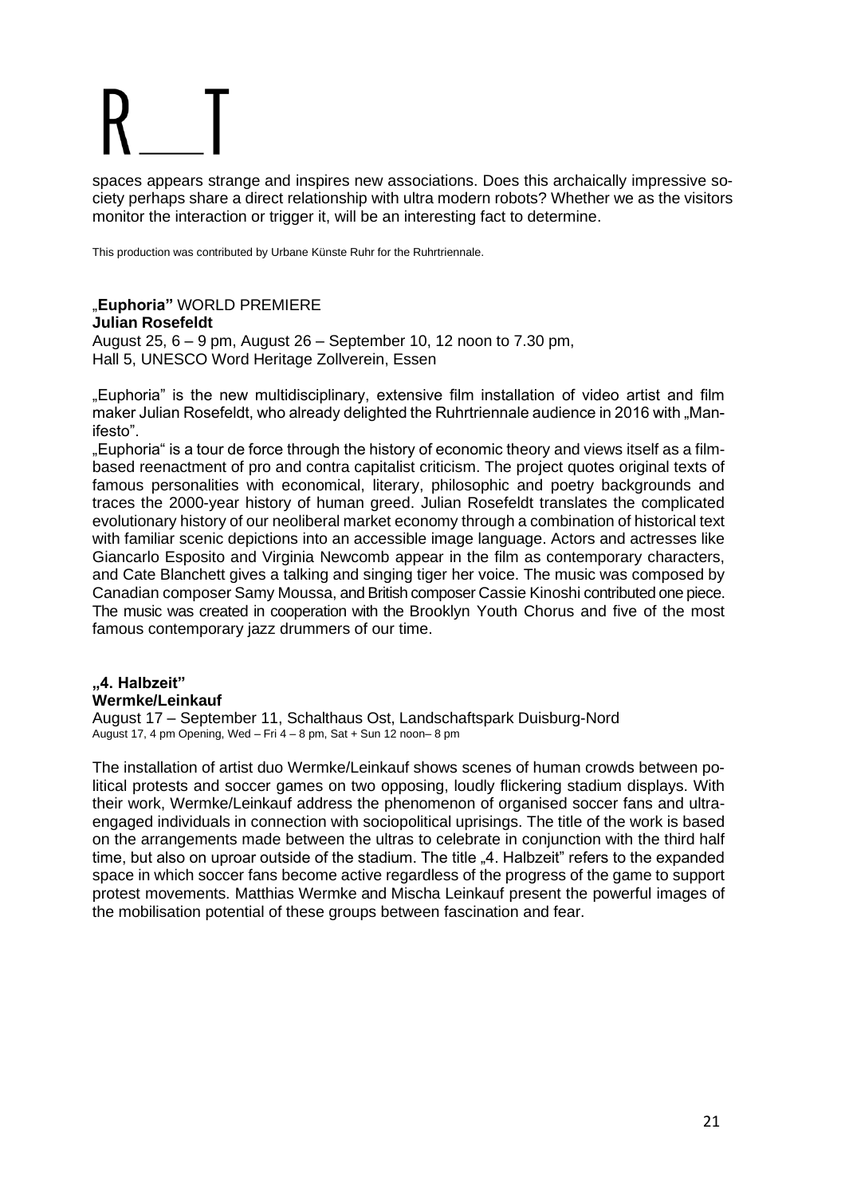spaces appears strange and inspires new associations. Does this archaically impressive society perhaps share a direct relationship with ultra modern robots? Whether we as the visitors monitor the interaction or trigger it, will be an interesting fact to determine.

This production was contributed by Urbane Künste Ruhr for the Ruhrtriennale.

**„Euphoria"** WORLD PREMIERE
**Julian Rosefeldt**
August 25, 6 – 9 pm, August 26 – September 10, 12 noon to 7.30 pm,
Hall 5, UNESCO Word Heritage Zollverein, Essen

„Euphoria" is the new multidisciplinary, extensive film installation of video artist and film maker Julian Rosefeldt, who already delighted the Ruhrtriennale audience in 2016 with „Manifesto".
„Euphoria" is a tour de force through the history of economic theory and views itself as a film-based reenactment of pro and contra capitalist criticism. The project quotes original texts of famous personalities with economical, literary, philosophic and poetry backgrounds and traces the 2000-year history of human greed. Julian Rosefeldt translates the complicated evolutionary history of our neoliberal market economy through a combination of historical text with familiar scenic depictions into an accessible image language. Actors and actresses like Giancarlo Esposito and Virginia Newcomb appear in the film as contemporary characters, and Cate Blanchett gives a talking and singing tiger her voice. The music was composed by Canadian composer Samy Moussa, and British composer Cassie Kinoshi contributed one piece. The music was created in cooperation with the Brooklyn Youth Chorus and five of the most famous contemporary jazz drummers of our time.

**„4. Halbzeit"**
**Wermke/Leinkauf**
August 17 – September 11, Schalthaus Ost, Landschaftspark Duisburg-Nord
August 17, 4 pm Opening, Wed – Fri 4 – 8 pm, Sat + Sun 12 noon– 8 pm

The installation of artist duo Wermke/Leinkauf shows scenes of human crowds between political protests and soccer games on two opposing, loudly flickering stadium displays. With their work, Wermke/Leinkauf address the phenomenon of organised soccer fans and ultra-engaged individuals in connection with sociopolitical uprisings. The title of the work is based on the arrangements made between the ultras to celebrate in conjunction with the third half time, but also on uproar outside of the stadium. The title „4. Halbzeit" refers to the expanded space in which soccer fans become active regardless of the progress of the game to support protest movements. Matthias Wermke and Mischa Leinkauf present the powerful images of the mobilisation potential of these groups between fascination and fear.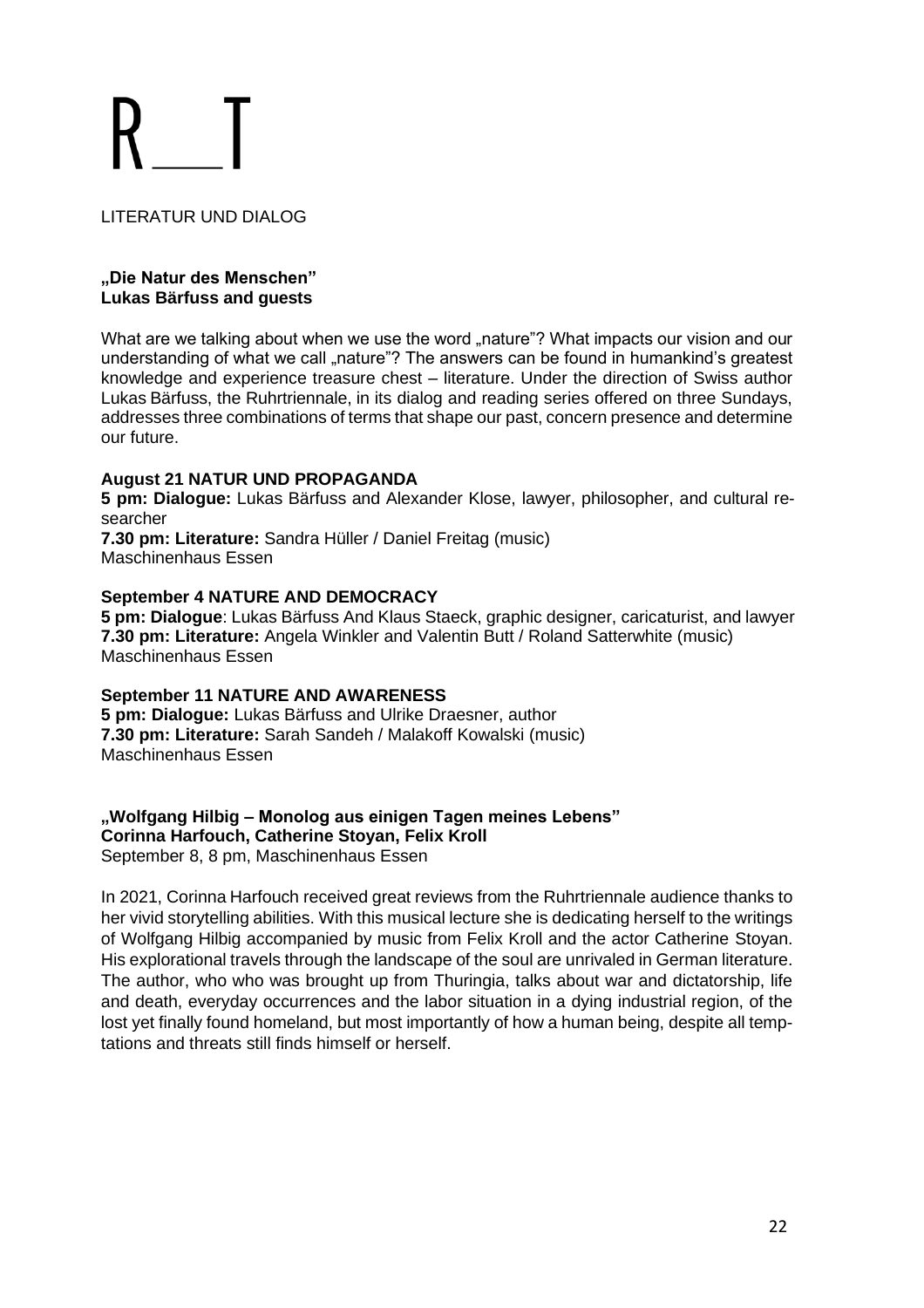# R__T

LITERATUR UND DIALOG

**„Die Natur des Menschen"**
**Lukas Bärfuss and guests**

What are we talking about when we use the word „nature"? What impacts our vision and our understanding of what we call „nature"? The answers can be found in humankind's greatest knowledge and experience treasure chest – literature. Under the direction of Swiss author Lukas Bärfuss, the Ruhrtriennale, in its dialog and reading series offered on three Sundays, addresses three combinations of terms that shape our past, concern presence and determine our future.

**August 21 NATUR UND PROPAGANDA**
**5 pm: Dialogue:** Lukas Bärfuss and Alexander Klose, lawyer, philosopher, and cultural re-searcher
**7.30 pm: Literature:** Sandra Hüller / Daniel Freitag (music)
Maschinenhaus Essen

**September 4 NATURE AND DEMOCRACY**
**5 pm: Dialogue**: Lukas Bärfuss And Klaus Staeck, graphic designer, caricaturist, and lawyer
**7.30 pm: Literature:** Angela Winkler and Valentin Butt / Roland Satterwhite (music)
Maschinenhaus Essen

**September 11 NATURE AND AWARENESS**
**5 pm: Dialogue:** Lukas Bärfuss and Ulrike Draesner, author
**7.30 pm: Literature:** Sarah Sandeh / Malakoff Kowalski (music)
Maschinenhaus Essen

**„Wolfgang Hilbig – Monolog aus einigen Tagen meines Lebens"**
**Corinna Harfouch, Catherine Stoyan, Felix Kroll**
September 8, 8 pm, Maschinenhaus Essen

In 2021, Corinna Harfouch received great reviews from the Ruhrtriennale audience thanks to her vivid storytelling abilities. With this musical lecture she is dedicating herself to the writings of Wolfgang Hilbig accompanied by music from Felix Kroll and the actor Catherine Stoyan. His explorational travels through the landscape of the soul are unrivaled in German literature. The author, who who was brought up from Thuringia, talks about war and dictatorship, life and death, everyday occurrences and the labor situation in a dying industrial region, of the lost yet finally found homeland, but most importantly of how a human being, despite all temp-tations and threats still finds himself or herself.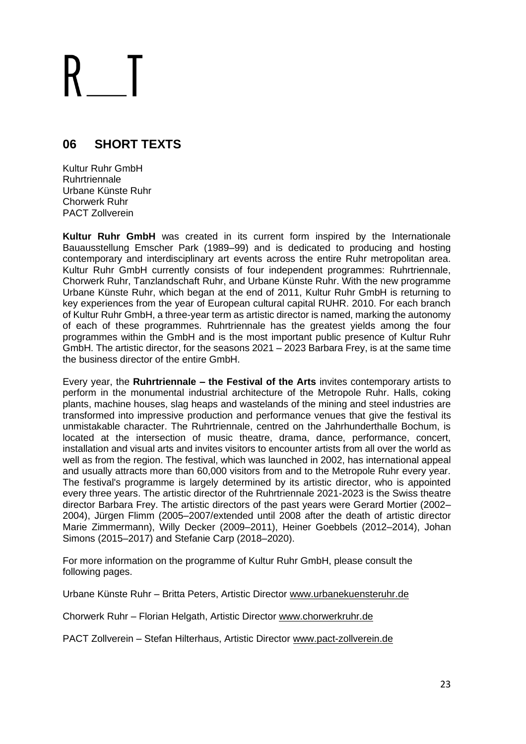R__T

## 06 SHORT TEXTS

Kultur Ruhr GmbH
Ruhrtriennale
Urbane Künste Ruhr
Chorwerk Ruhr
PACT Zollverein

**Kultur Ruhr GmbH** was created in its current form inspired by the Internationale Bauausstellung Emscher Park (1989–99) and is dedicated to producing and hosting contemporary and interdisciplinary art events across the entire Ruhr metropolitan area. Kultur Ruhr GmbH currently consists of four independent programmes: Ruhrtriennale, Chorwerk Ruhr, Tanzlandschaft Ruhr, and Urbane Künste Ruhr. With the new programme Urbane Künste Ruhr, which began at the end of 2011, Kultur Ruhr GmbH is returning to key experiences from the year of European cultural capital RUHR. 2010. For each branch of Kultur Ruhr GmbH, a three-year term as artistic director is named, marking the autonomy of each of these programmes. Ruhrtriennale has the greatest yields among the four programmes within the GmbH and is the most important public presence of Kultur Ruhr GmbH. The artistic director, for the seasons 2021 – 2023 Barbara Frey, is at the same time the business director of the entire GmbH.

Every year, the **Ruhrtriennale – the Festival of the Arts** invites contemporary artists to perform in the monumental industrial architecture of the Metropole Ruhr. Halls, coking plants, machine houses, slag heaps and wastelands of the mining and steel industries are transformed into impressive production and performance venues that give the festival its unmistakable character. The Ruhrtriennale, centred on the Jahrhunderthalle Bochum, is located at the intersection of music theatre, drama, dance, performance, concert, installation and visual arts and invites visitors to encounter artists from all over the world as well as from the region. The festival, which was launched in 2002, has international appeal and usually attracts more than 60,000 visitors from and to the Metropole Ruhr every year. The festival's programme is largely determined by its artistic director, who is appointed every three years. The artistic director of the Ruhrtriennale 2021-2023 is the Swiss theatre director Barbara Frey. The artistic directors of the past years were Gerard Mortier (2002–2004), Jürgen Flimm (2005–2007/extended until 2008 after the death of artistic director Marie Zimmermann), Willy Decker (2009–2011), Heiner Goebbels (2012–2014), Johan Simons (2015–2017) and Stefanie Carp (2018–2020).

For more information on the programme of Kultur Ruhr GmbH, please consult the following pages.

Urbane Künste Ruhr – Britta Peters, Artistic Director www.urbanekuensteruhr.de

Chorwerk Ruhr – Florian Helgath, Artistic Director www.chorwerkruhr.de

PACT Zollverein – Stefan Hilterhaus, Artistic Director www.pact-zollverein.de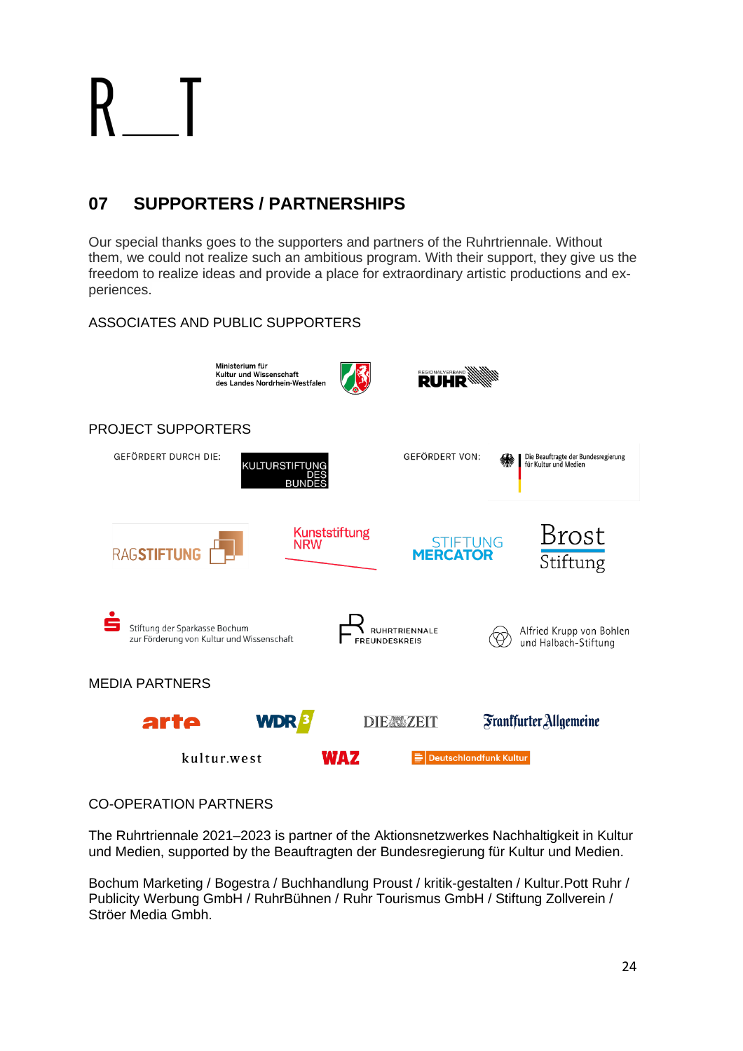R___T

## 07 SUPPORTERS / PARTNERSHIPS

Our special thanks goes to the supporters and partners of the Ruhrtriennale. Without them, we could not realize such an ambitious program. With their support, they give us the freedom to realize ideas and provide a place for extraordinary artistic productions and experiences.

ASSOCIATES AND PUBLIC SUPPORTERS

Ministerium für Kultur und Wissenschaft des Landes Nordrhein-Westfalen

REGIONALVERBAND RUHR

PROJECT SUPPORTERS

GEFÖRDERT DURCH DIE: KULTURSTIFTUNG DES BUNDES

GEFÖRDERT VON: Die Beauftragte der Bundesregierung für Kultur und Medien

RAGSTIFTUNG

Kunststiftung NRW

STIFTUNG MERCATOR

Brost Stiftung

Stiftung der Sparkasse Bochum zur Förderung von Kultur und Wissenschaft

RUHRTRIENNALE FREUNDESKREIS

Alfried Krupp von Bohlen und Halbach-Stiftung

MEDIA PARTNERS

arte

WDR 3

DIE ZEIT

Frankfurter Allgemeine

kultur.west

WAZ

Deutschlandfunk Kultur

CO-OPERATION PARTNERS

The Ruhrtriennale 2021–2023 is partner of the Aktionsnetzwerkes Nachhaltigkeit in Kultur und Medien, supported by the Beauftragten der Bundesregierung für Kultur und Medien.

Bochum Marketing / Bogestra / Buchhandlung Proust / kritik-gestalten / Kultur.Pott Ruhr / Publicity Werbung GmbH / RuhrBühnen / Ruhr Tourismus GmbH / Stiftung Zollverein / Ströer Media Gmbh.